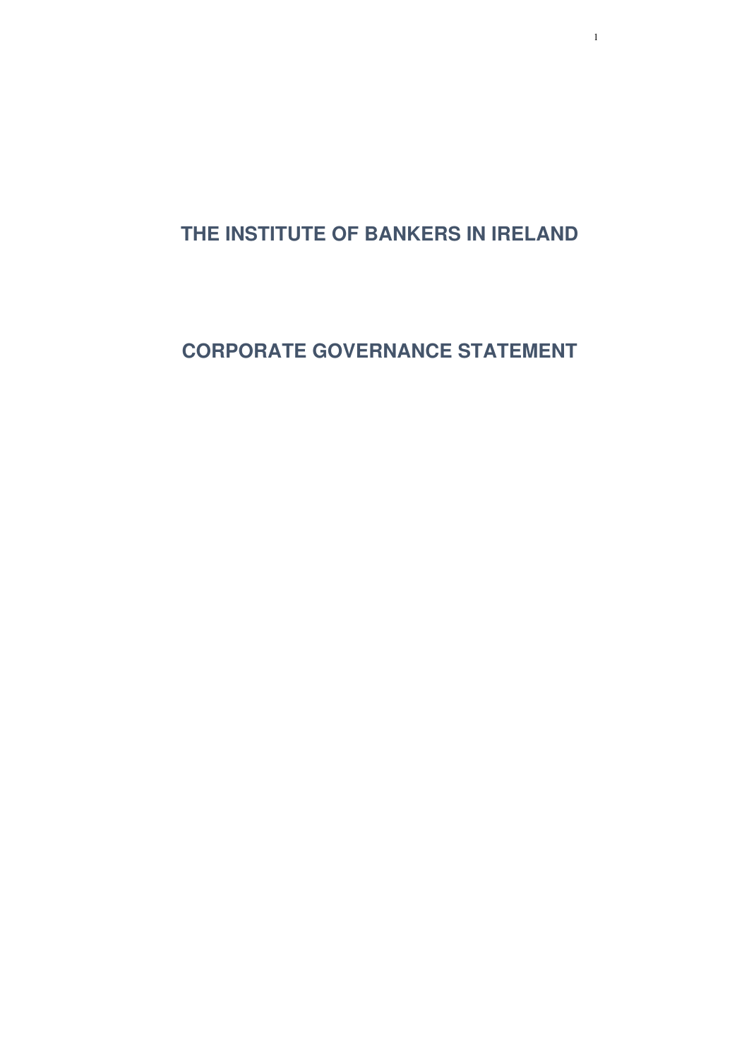# THE INSTITUTE OF BANKERS IN IRELAND

# CORPORATE GOVERNANCE STATEMENT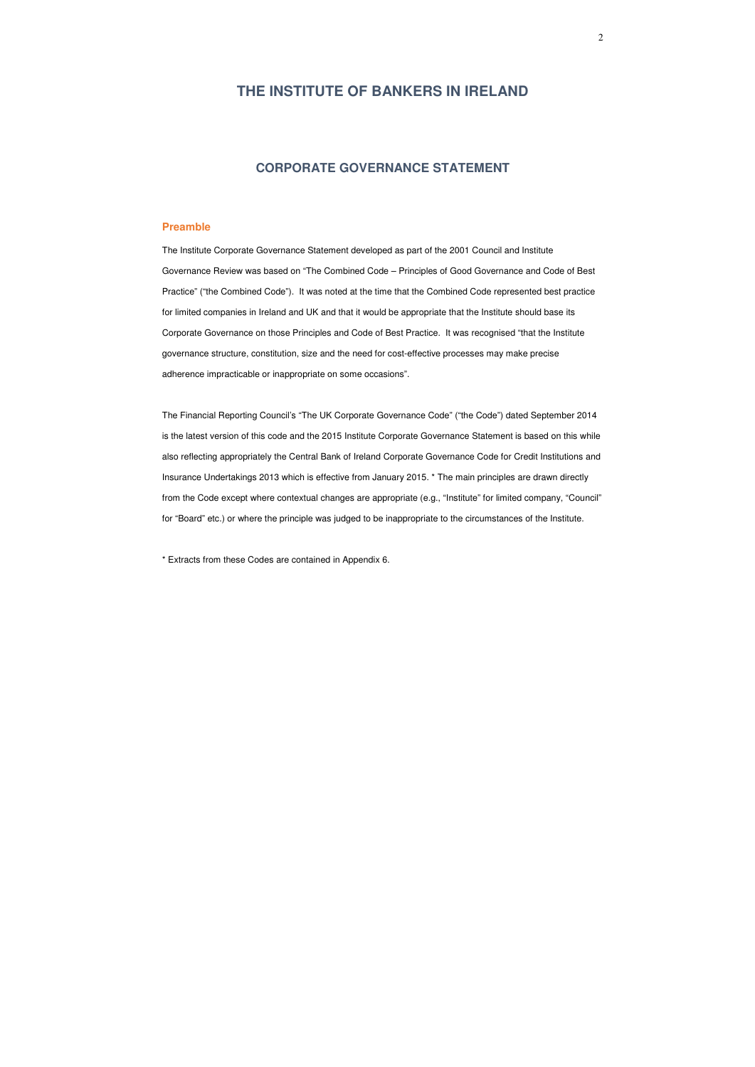# THE INSTITUTE OF BANKERS IN IRELAND

## CORPORATE GOVERNANCE STATEMENT

### Preamble

The Institute Corporate Governance Statement developed as part of the 2001 Council and Institute Governance Review was based on "The Combined Code – Principles of Good Governance and Code of Best Practice" ("the Combined Code"). It was noted at the time that the Combined Code represented best practice for limited companies in Ireland and UK and that it would be appropriate that the Institute should base its Corporate Governance on those Principles and Code of Best Practice. It was recognised "that the Institute governance structure, constitution, size and the need for cost-effective processes may make precise adherence impracticable or inappropriate on some occasions".

The Financial Reporting Council's "The UK Corporate Governance Code" ("the Code") dated September 2014 is the latest version of this code and the 2015 Institute Corporate Governance Statement is based on this while also reflecting appropriately the Central Bank of Ireland Corporate Governance Code for Credit Institutions and Insurance Undertakings 2013 which is effective from January 2015. * The main principles are drawn directly from the Code except where contextual changes are appropriate (e.g., "Institute" for limited company, "Council" for "Board" etc.) or where the principle was judged to be inappropriate to the circumstances of the Institute.

* Extracts from these Codes are contained in Appendix 6.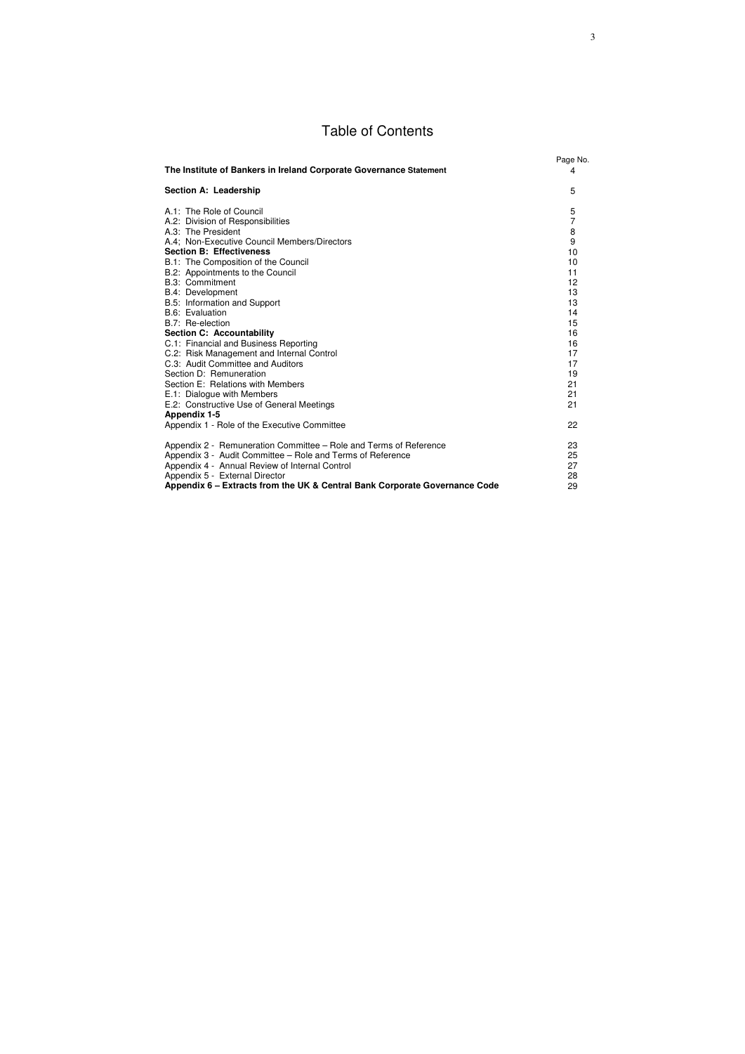# Table of Contents

| | Page No. |
|---|---|
| **The Institute of Bankers in Ireland Corporate Governance Statement** | 4 |
| **Section A: Leadership** | 5 |
| A.1: The Role of Council | 5 |
| A.2: Division of Responsibilities | 7 |
| A.3: The President | 8 |
| A.4; Non-Executive Council Members/Directors | 9 |
| **Section B: Effectiveness** | 10 |
| B.1: The Composition of the Council | 10 |
| B.2: Appointments to the Council | 11 |
| B.3: Commitment | 12 |
| B.4: Development | 13 |
| B.5: Information and Support | 13 |
| B.6: Evaluation | 14 |
| B.7: Re-election | 15 |
| **Section C: Accountability** | 16 |
| C.1: Financial and Business Reporting | 16 |
| C.2: Risk Management and Internal Control | 17 |
| C.3: Audit Committee and Auditors | 17 |
| Section D: Remuneration | 19 |
| Section E: Relations with Members | 21 |
| E.1: Dialogue with Members | 21 |
| E.2: Constructive Use of General Meetings | 21 |
| **Appendix 1-5** | |
| Appendix 1 - Role of the Executive Committee | 22 |
| Appendix 2 - Remuneration Committee – Role and Terms of Reference | 23 |
| Appendix 3 - Audit Committee – Role and Terms of Reference | 25 |
| Appendix 4 - Annual Review of Internal Control | 27 |
| Appendix 5 - External Director | 28 |
| **Appendix 6 – Extracts from the UK & Central Bank Corporate Governance Code** | 29 |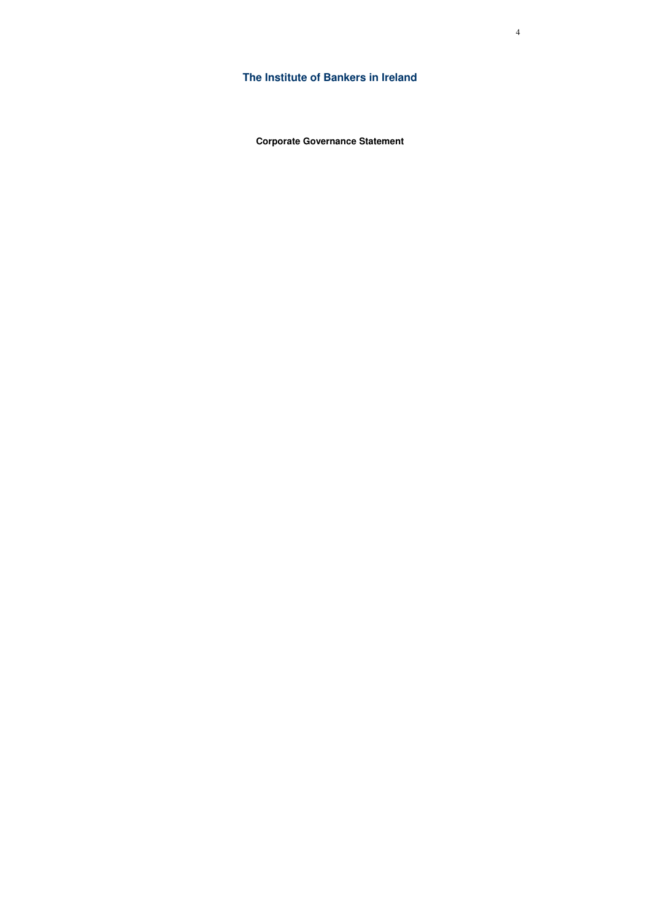# The Institute of Bankers in Ireland

## Corporate Governance Statement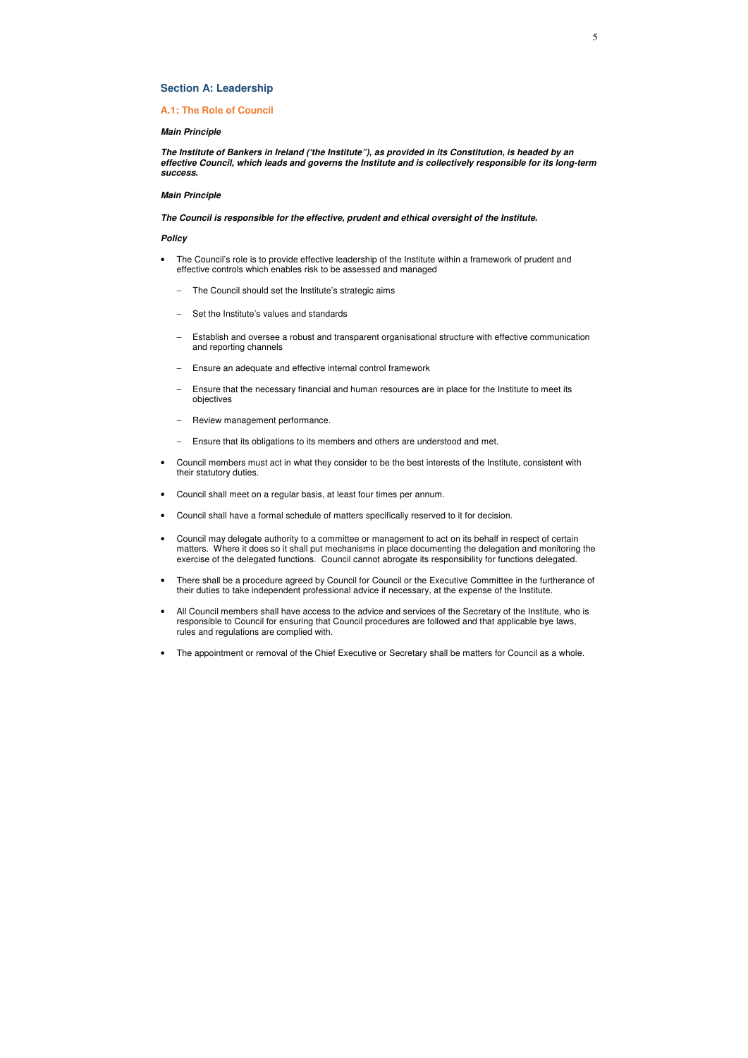## Section A: Leadership

### A.1: The Role of Council

***Main Principle***

***The Institute of Bankers in Ireland ('the Institute''), as provided in its Constitution, is headed by an effective Council, which leads and governs the Institute and is collectively responsible for its long-term success.***

***Main Principle***

***The Council is responsible for the effective, prudent and ethical oversight of the Institute.***

***Policy***

- The Council's role is to provide effective leadership of the Institute within a framework of prudent and effective controls which enables risk to be assessed and managed
  - The Council should set the Institute's strategic aims
  - Set the Institute's values and standards
  - Establish and oversee a robust and transparent organisational structure with effective communication and reporting channels
  - Ensure an adequate and effective internal control framework
  - Ensure that the necessary financial and human resources are in place for the Institute to meet its objectives
  - Review management performance.
  - Ensure that its obligations to its members and others are understood and met.
- Council members must act in what they consider to be the best interests of the Institute, consistent with their statutory duties.
- Council shall meet on a regular basis, at least four times per annum.
- Council shall have a formal schedule of matters specifically reserved to it for decision.
- Council may delegate authority to a committee or management to act on its behalf in respect of certain matters. Where it does so it shall put mechanisms in place documenting the delegation and monitoring the exercise of the delegated functions. Council cannot abrogate its responsibility for functions delegated.
- There shall be a procedure agreed by Council for Council or the Executive Committee in the furtherance of their duties to take independent professional advice if necessary, at the expense of the Institute.
- All Council members shall have access to the advice and services of the Secretary of the Institute, who is responsible to Council for ensuring that Council procedures are followed and that applicable bye laws, rules and regulations are complied with.
- The appointment or removal of the Chief Executive or Secretary shall be matters for Council as a whole.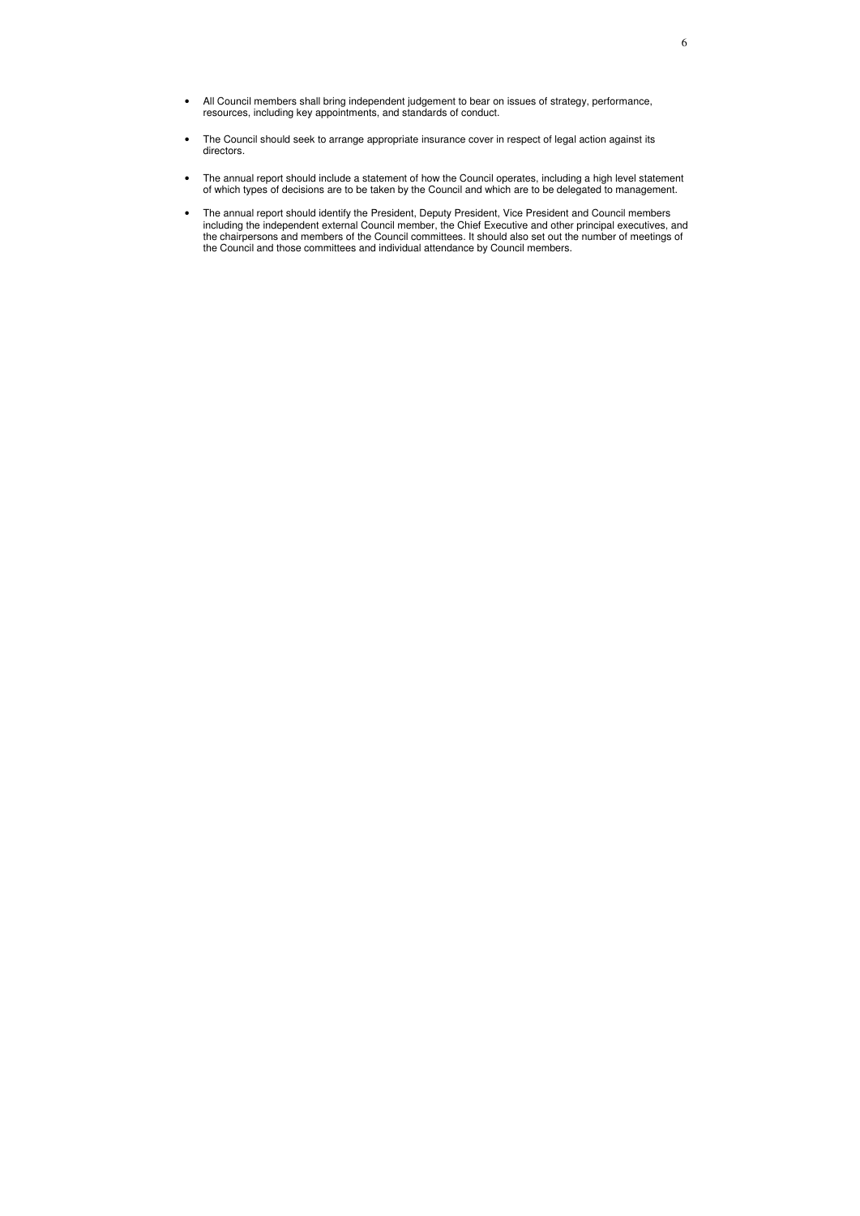- All Council members shall bring independent judgement to bear on issues of strategy, performance, resources, including key appointments, and standards of conduct.

- The Council should seek to arrange appropriate insurance cover in respect of legal action against its directors.

- The annual report should include a statement of how the Council operates, including a high level statement of which types of decisions are to be taken by the Council and which are to be delegated to management.

- The annual report should identify the President, Deputy President, Vice President and Council members including the independent external Council member, the Chief Executive and other principal executives, and the chairpersons and members of the Council committees. It should also set out the number of meetings of the Council and those committees and individual attendance by Council members.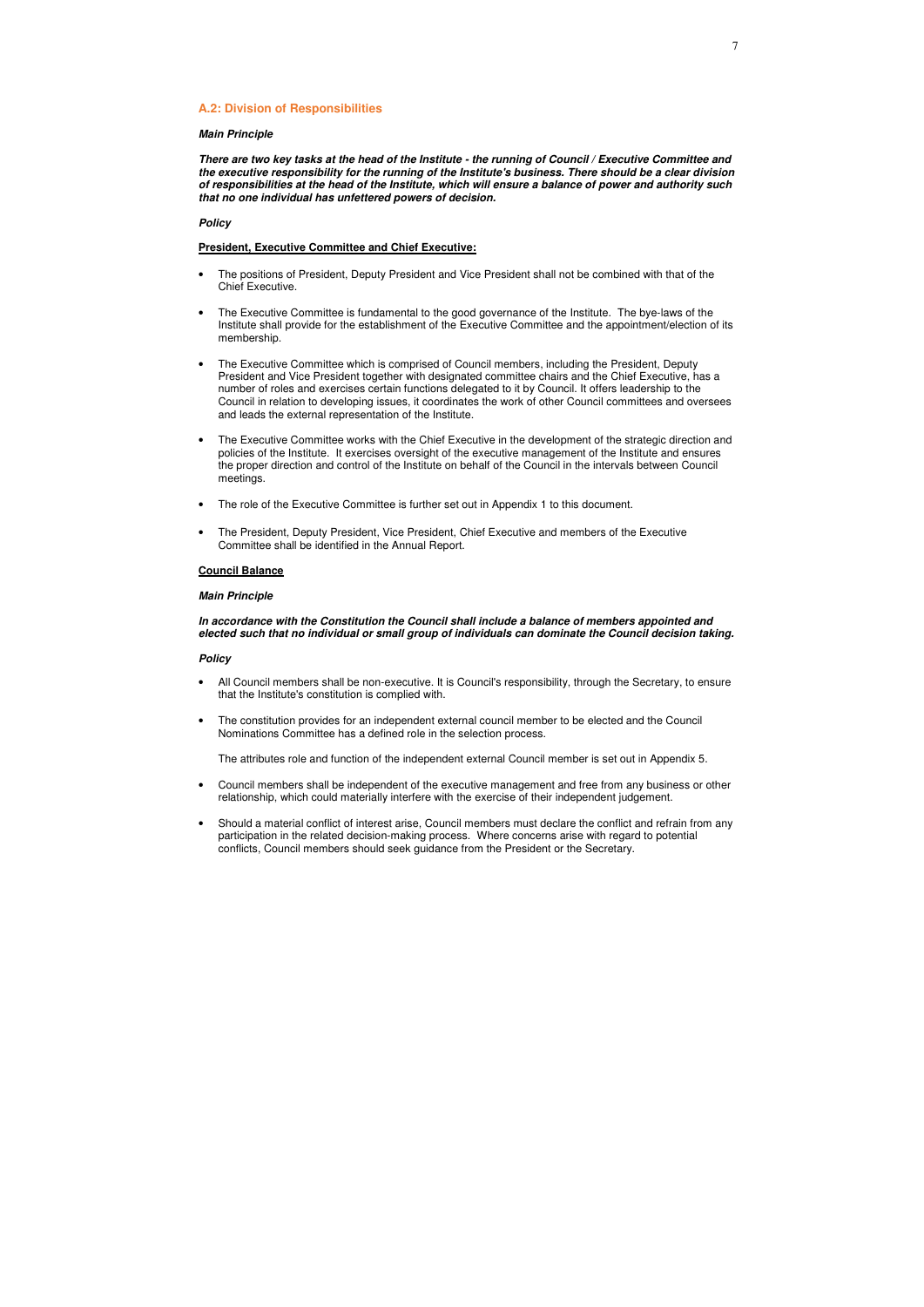## A.2: Division of Responsibilities

***Main Principle***

***There are two key tasks at the head of the Institute - the running of Council / Executive Committee and the executive responsibility for the running of the Institute's business. There should be a clear division of responsibilities at the head of the Institute, which will ensure a balance of power and authority such that no one individual has unfettered powers of decision.***

***Policy***

**President, Executive Committee and Chief Executive:**

- The positions of President, Deputy President and Vice President shall not be combined with that of the Chief Executive.
- The Executive Committee is fundamental to the good governance of the Institute. The bye-laws of the Institute shall provide for the establishment of the Executive Committee and the appointment/election of its membership.
- The Executive Committee which is comprised of Council members, including the President, Deputy President and Vice President together with designated committee chairs and the Chief Executive, has a number of roles and exercises certain functions delegated to it by Council. It offers leadership to the Council in relation to developing issues, it coordinates the work of other Council committees and oversees and leads the external representation of the Institute.
- The Executive Committee works with the Chief Executive in the development of the strategic direction and policies of the Institute. It exercises oversight of the executive management of the Institute and ensures the proper direction and control of the Institute on behalf of the Council in the intervals between Council meetings.
- The role of the Executive Committee is further set out in Appendix 1 to this document.
- The President, Deputy President, Vice President, Chief Executive and members of the Executive Committee shall be identified in the Annual Report.

**Council Balance**

***Main Principle***

***In accordance with the Constitution the Council shall include a balance of members appointed and elected such that no individual or small group of individuals can dominate the Council decision taking.***

***Policy***

- All Council members shall be non-executive. It is Council's responsibility, through the Secretary, to ensure that the Institute's constitution is complied with.
- The constitution provides for an independent external council member to be elected and the Council Nominations Committee has a defined role in the selection process.

  The attributes role and function of the independent external Council member is set out in Appendix 5.

- Council members shall be independent of the executive management and free from any business or other relationship, which could materially interfere with the exercise of their independent judgement.
- Should a material conflict of interest arise, Council members must declare the conflict and refrain from any participation in the related decision-making process. Where concerns arise with regard to potential conflicts, Council members should seek guidance from the President or the Secretary.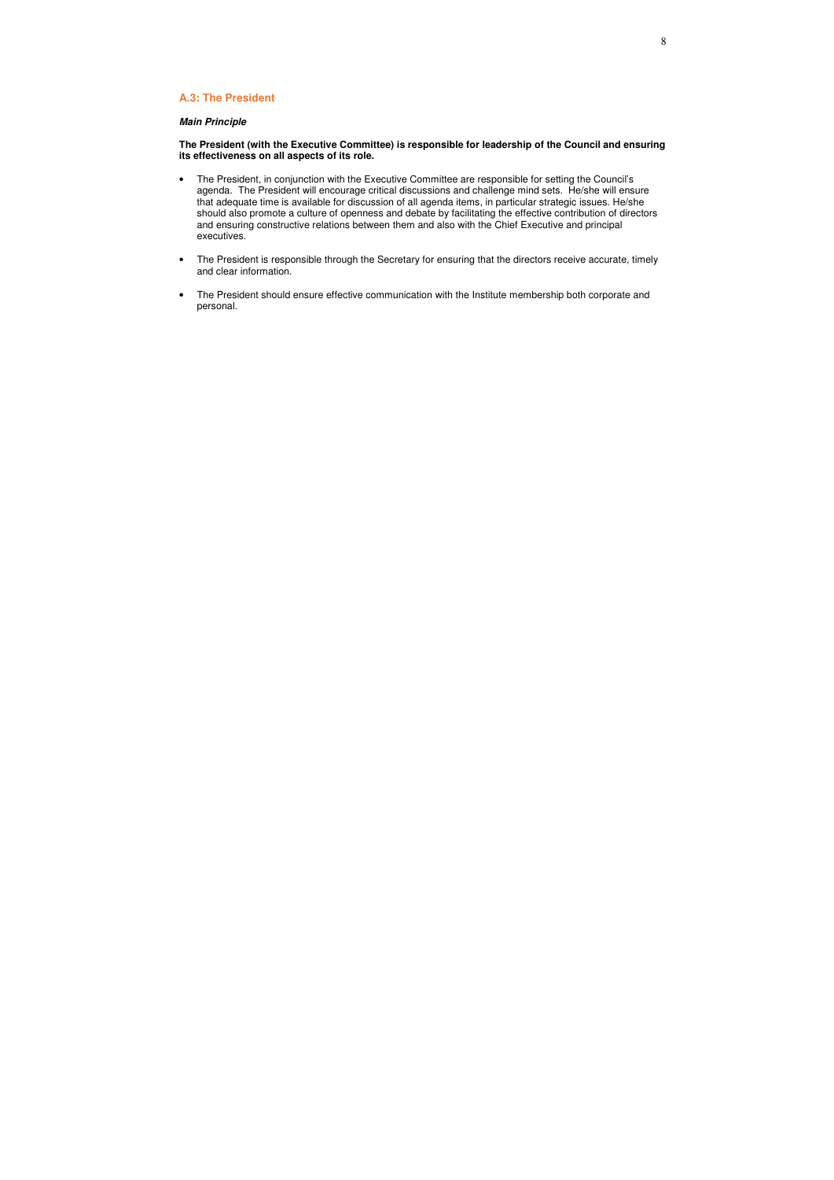### A.3: The President

***Main Principle***

**The President (with the Executive Committee) is responsible for leadership of the Council and ensuring its effectiveness on all aspects of its role.**

- The President, in conjunction with the Executive Committee are responsible for setting the Council's agenda. The President will encourage critical discussions and challenge mind sets. He/she will ensure that adequate time is available for discussion of all agenda items, in particular strategic issues. He/she should also promote a culture of openness and debate by facilitating the effective contribution of directors and ensuring constructive relations between them and also with the Chief Executive and principal executives.

- The President is responsible through the Secretary for ensuring that the directors receive accurate, timely and clear information.

- The President should ensure effective communication with the Institute membership both corporate and personal.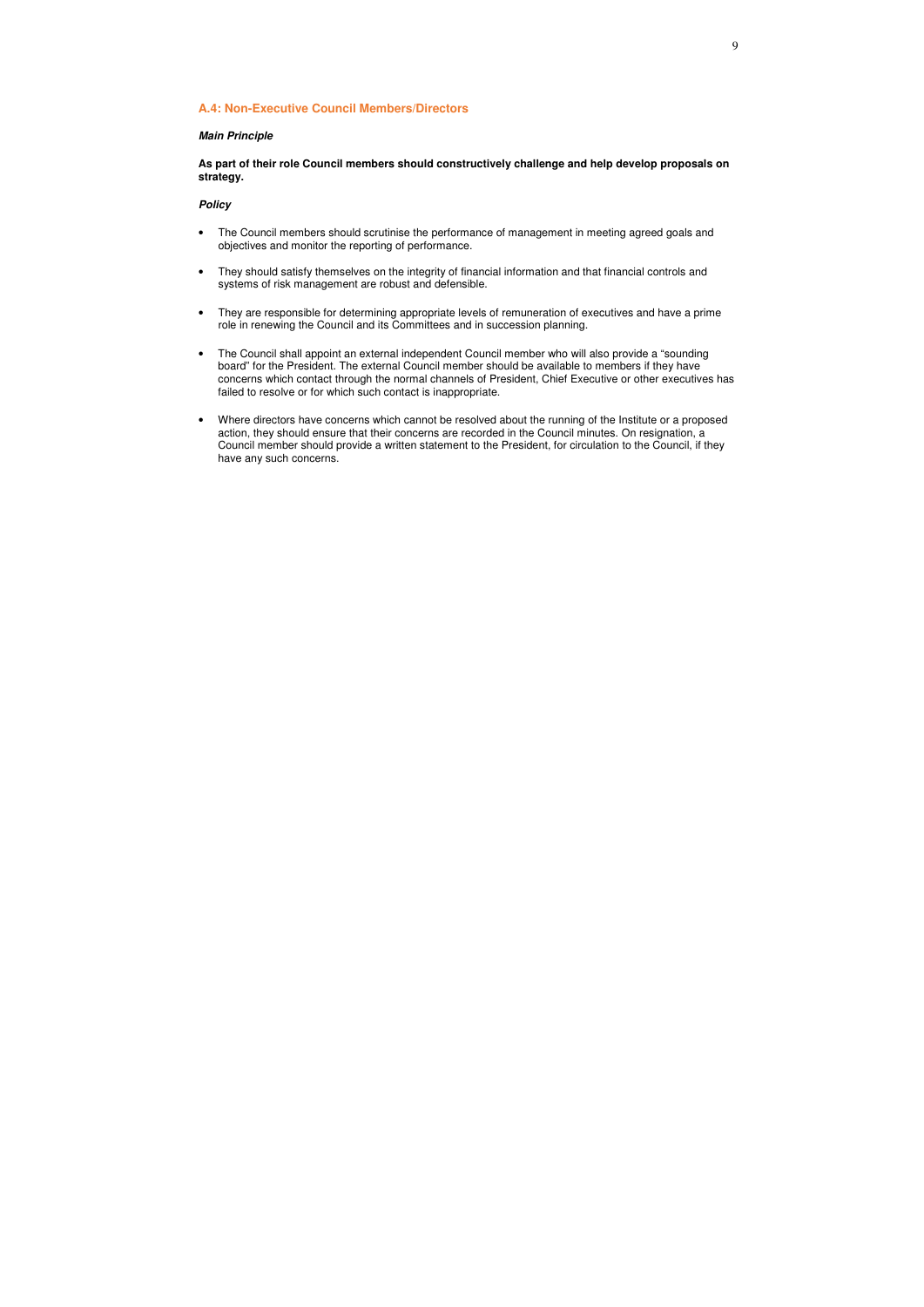### A.4: Non-Executive Council Members/Directors

***Main Principle***

**As part of their role Council members should constructively challenge and help develop proposals on strategy.**

***Policy***

- The Council members should scrutinise the performance of management in meeting agreed goals and objectives and monitor the reporting of performance.
- They should satisfy themselves on the integrity of financial information and that financial controls and systems of risk management are robust and defensible.
- They are responsible for determining appropriate levels of remuneration of executives and have a prime role in renewing the Council and its Committees and in succession planning.
- The Council shall appoint an external independent Council member who will also provide a "sounding board" for the President. The external Council member should be available to members if they have concerns which contact through the normal channels of President, Chief Executive or other executives has failed to resolve or for which such contact is inappropriate.
- Where directors have concerns which cannot be resolved about the running of the Institute or a proposed action, they should ensure that their concerns are recorded in the Council minutes. On resignation, a Council member should provide a written statement to the President, for circulation to the Council, if they have any such concerns.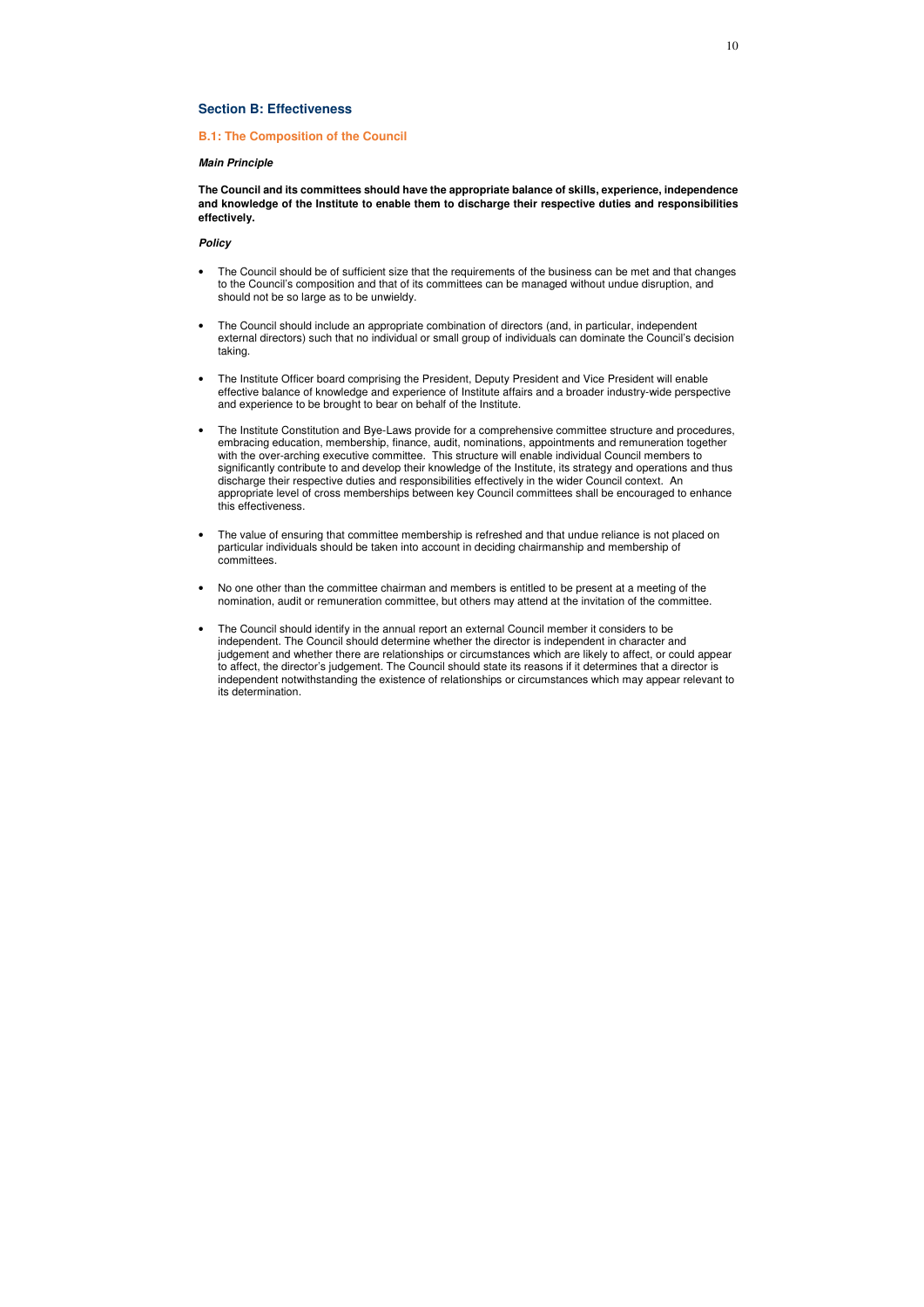## Section B: Effectiveness

### B.1: The Composition of the Council

***Main Principle***

**The Council and its committees should have the appropriate balance of skills, experience, independence and knowledge of the Institute to enable them to discharge their respective duties and responsibilities effectively.**

***Policy***

- The Council should be of sufficient size that the requirements of the business can be met and that changes to the Council's composition and that of its committees can be managed without undue disruption, and should not be so large as to be unwieldy.

- The Council should include an appropriate combination of directors (and, in particular, independent external directors) such that no individual or small group of individuals can dominate the Council's decision taking.

- The Institute Officer board comprising the President, Deputy President and Vice President will enable effective balance of knowledge and experience of Institute affairs and a broader industry-wide perspective and experience to be brought to bear on behalf of the Institute.

- The Institute Constitution and Bye-Laws provide for a comprehensive committee structure and procedures, embracing education, membership, finance, audit, nominations, appointments and remuneration together with the over-arching executive committee. This structure will enable individual Council members to significantly contribute to and develop their knowledge of the Institute, its strategy and operations and thus discharge their respective duties and responsibilities effectively in the wider Council context. An appropriate level of cross memberships between key Council committees shall be encouraged to enhance this effectiveness.

- The value of ensuring that committee membership is refreshed and that undue reliance is not placed on particular individuals should be taken into account in deciding chairmanship and membership of committees.

- No one other than the committee chairman and members is entitled to be present at a meeting of the nomination, audit or remuneration committee, but others may attend at the invitation of the committee.

- The Council should identify in the annual report an external Council member it considers to be independent. The Council should determine whether the director is independent in character and judgement and whether there are relationships or circumstances which are likely to affect, or could appear to affect, the director's judgement. The Council should state its reasons if it determines that a director is independent notwithstanding the existence of relationships or circumstances which may appear relevant to its determination.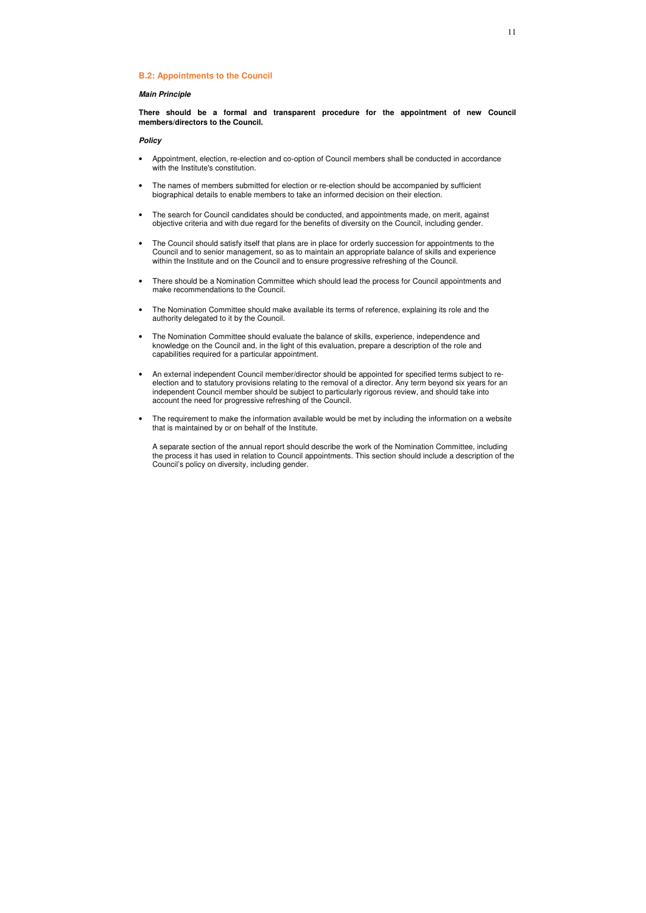### B.2: Appointments to the Council

***Main Principle***

**There should be a formal and transparent procedure for the appointment of new Council members/directors to the Council.**

***Policy***

- Appointment, election, re-election and co-option of Council members shall be conducted in accordance with the Institute's constitution.
- The names of members submitted for election or re-election should be accompanied by sufficient biographical details to enable members to take an informed decision on their election.
- The search for Council candidates should be conducted, and appointments made, on merit, against objective criteria and with due regard for the benefits of diversity on the Council, including gender.
- The Council should satisfy itself that plans are in place for orderly succession for appointments to the Council and to senior management, so as to maintain an appropriate balance of skills and experience within the Institute and on the Council and to ensure progressive refreshing of the Council.
- There should be a Nomination Committee which should lead the process for Council appointments and make recommendations to the Council.
- The Nomination Committee should make available its terms of reference, explaining its role and the authority delegated to it by the Council.
- The Nomination Committee should evaluate the balance of skills, experience, independence and knowledge on the Council and, in the light of this evaluation, prepare a description of the role and capabilities required for a particular appointment.
- An external independent Council member/director should be appointed for specified terms subject to re-election and to statutory provisions relating to the removal of a director. Any term beyond six years for an independent Council member should be subject to particularly rigorous review, and should take into account the need for progressive refreshing of the Council.
- The requirement to make the information available would be met by including the information on a website that is maintained by or on behalf of the Institute.

  A separate section of the annual report should describe the work of the Nomination Committee, including the process it has used in relation to Council appointments. This section should include a description of the Council's policy on diversity, including gender.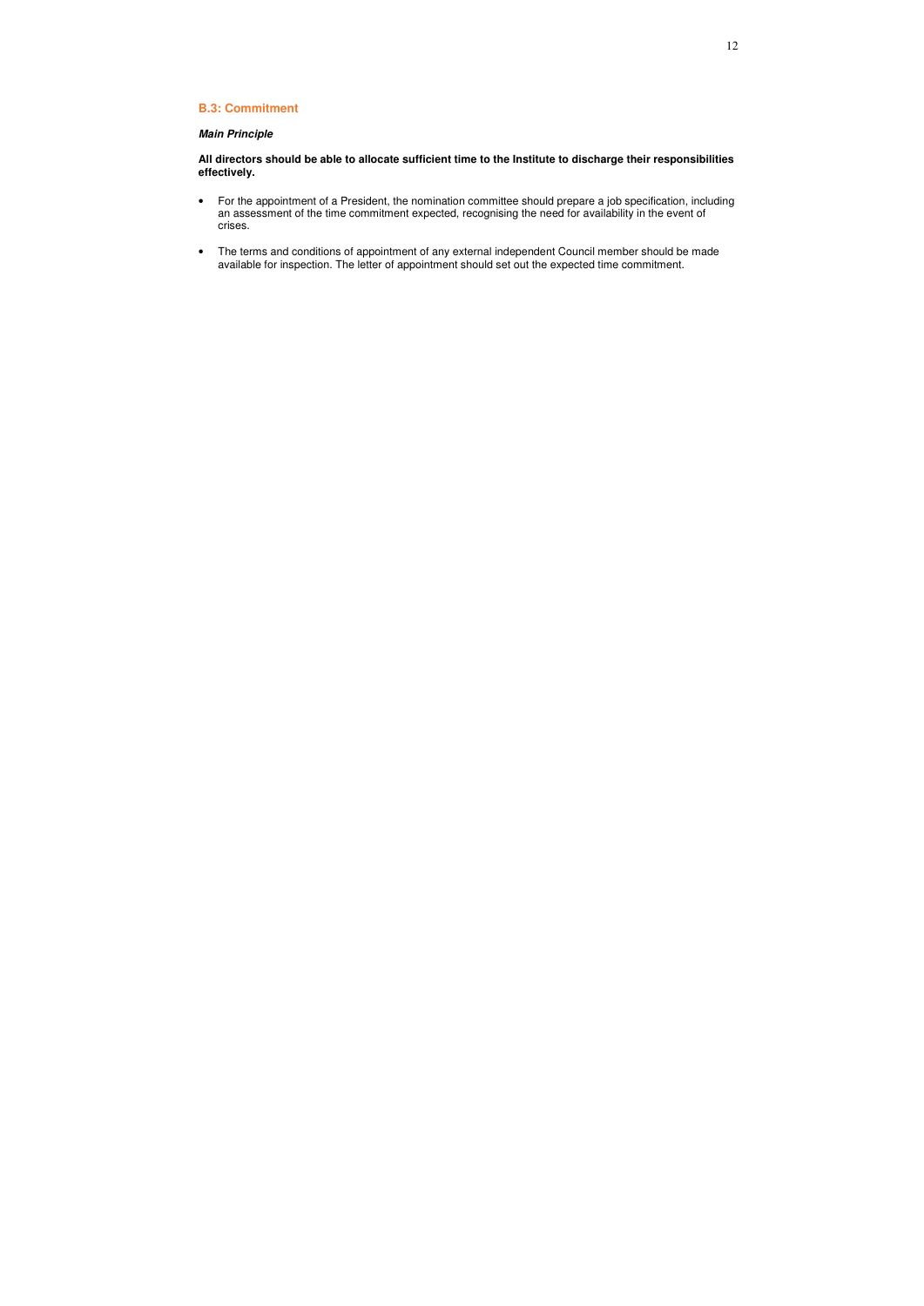### B.3: Commitment

***Main Principle***

**All directors should be able to allocate sufficient time to the Institute to discharge their responsibilities effectively.**

- For the appointment of a President, the nomination committee should prepare a job specification, including an assessment of the time commitment expected, recognising the need for availability in the event of crises.

- The terms and conditions of appointment of any external independent Council member should be made available for inspection. The letter of appointment should set out the expected time commitment.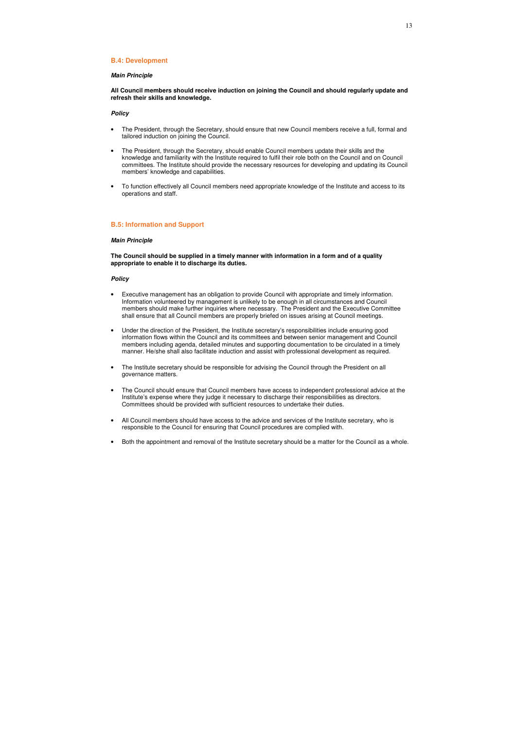### B.4: Development

***Main Principle***

**All Council members should receive induction on joining the Council and should regularly update and refresh their skills and knowledge.**

***Policy***

- The President, through the Secretary, should ensure that new Council members receive a full, formal and tailored induction on joining the Council.
- The President, through the Secretary, should enable Council members update their skills and the knowledge and familiarity with the Institute required to fulfil their role both on the Council and on Council committees. The Institute should provide the necessary resources for developing and updating its Council members' knowledge and capabilities.
- To function effectively all Council members need appropriate knowledge of the Institute and access to its operations and staff.

### B.5: Information and Support

***Main Principle***

**The Council should be supplied in a timely manner with information in a form and of a quality appropriate to enable it to discharge its duties.**

***Policy***

- Executive management has an obligation to provide Council with appropriate and timely information. Information volunteered by management is unlikely to be enough in all circumstances and Council members should make further inquiries where necessary. The President and the Executive Committee shall ensure that all Council members are properly briefed on issues arising at Council meetings.
- Under the direction of the President, the Institute secretary's responsibilities include ensuring good information flows within the Council and its committees and between senior management and Council members including agenda, detailed minutes and supporting documentation to be circulated in a timely manner. He/she shall also facilitate induction and assist with professional development as required.
- The Institute secretary should be responsible for advising the Council through the President on all governance matters.
- The Council should ensure that Council members have access to independent professional advice at the Institute's expense where they judge it necessary to discharge their responsibilities as directors. Committees should be provided with sufficient resources to undertake their duties.
- All Council members should have access to the advice and services of the Institute secretary, who is responsible to the Council for ensuring that Council procedures are complied with.
- Both the appointment and removal of the Institute secretary should be a matter for the Council as a whole.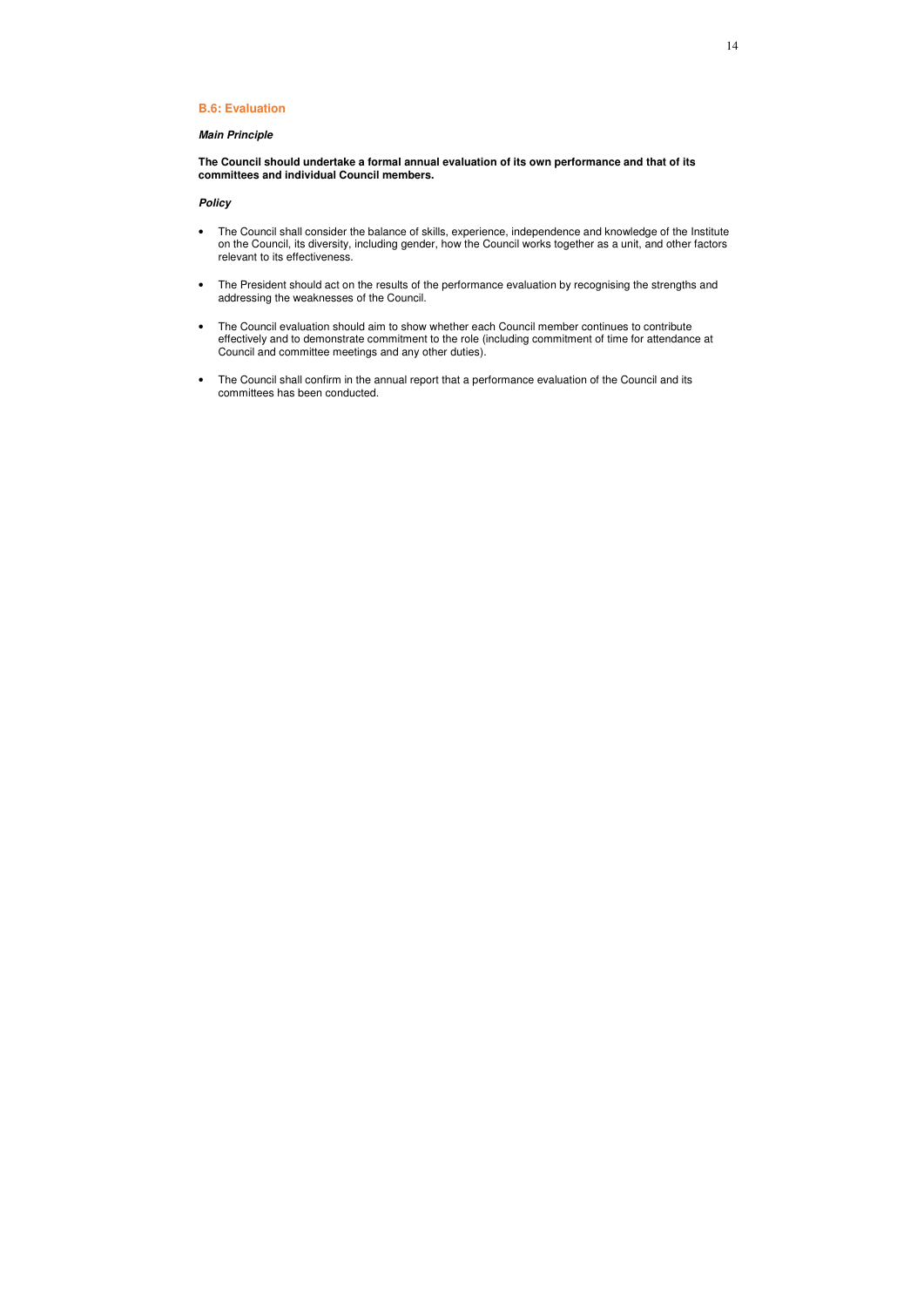## B.6: Evaluation

***Main Principle***

**The Council should undertake a formal annual evaluation of its own performance and that of its committees and individual Council members.**

***Policy***

- The Council shall consider the balance of skills, experience, independence and knowledge of the Institute on the Council, its diversity, including gender, how the Council works together as a unit, and other factors relevant to its effectiveness.

- The President should act on the results of the performance evaluation by recognising the strengths and addressing the weaknesses of the Council.

- The Council evaluation should aim to show whether each Council member continues to contribute effectively and to demonstrate commitment to the role (including commitment of time for attendance at Council and committee meetings and any other duties).

- The Council shall confirm in the annual report that a performance evaluation of the Council and its committees has been conducted.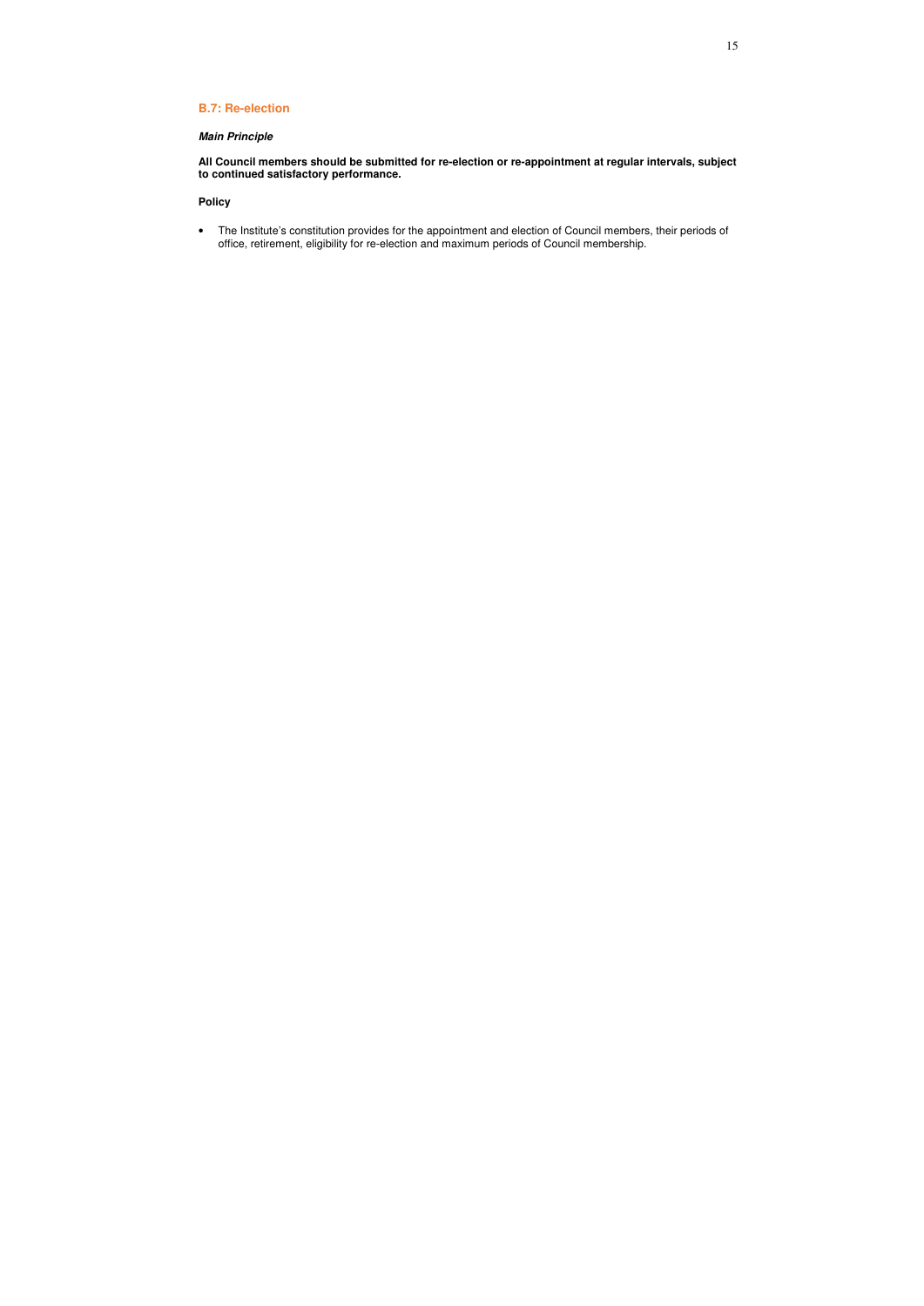### B.7: Re-election

***Main Principle***

**All Council members should be submitted for re-election or re-appointment at regular intervals, subject to continued satisfactory performance.**

**Policy**

- The Institute's constitution provides for the appointment and election of Council members, their periods of office, retirement, eligibility for re-election and maximum periods of Council membership.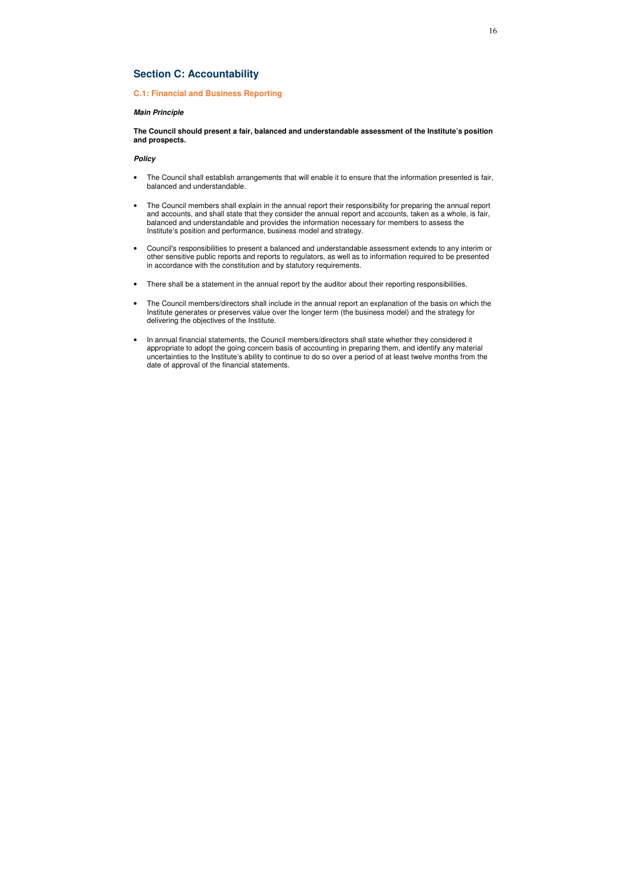## Section C: Accountability

### C.1: Financial and Business Reporting

***Main Principle***

**The Council should present a fair, balanced and understandable assessment of the Institute's position and prospects.**

***Policy***

- The Council shall establish arrangements that will enable it to ensure that the information presented is fair, balanced and understandable.
- The Council members shall explain in the annual report their responsibility for preparing the annual report and accounts, and shall state that they consider the annual report and accounts, taken as a whole, is fair, balanced and understandable and provides the information necessary for members to assess the Institute's position and performance, business model and strategy.
- Council's responsibilities to present a balanced and understandable assessment extends to any interim or other sensitive public reports and reports to regulators, as well as to information required to be presented in accordance with the constitution and by statutory requirements.
- There shall be a statement in the annual report by the auditor about their reporting responsibilities.
- The Council members/directors shall include in the annual report an explanation of the basis on which the Institute generates or preserves value over the longer term (the business model) and the strategy for delivering the objectives of the Institute.
- In annual financial statements, the Council members/directors shall state whether they considered it appropriate to adopt the going concern basis of accounting in preparing them, and identify any material uncertainties to the Institute's ability to continue to do so over a period of at least twelve months from the date of approval of the financial statements.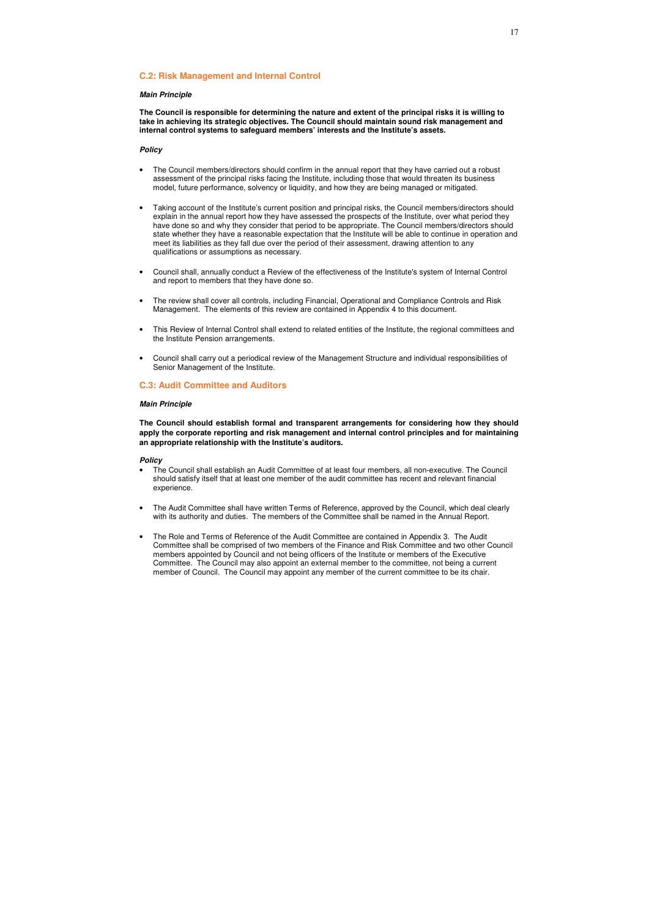## C.2: Risk Management and Internal Control

***Main Principle***

**The Council is responsible for determining the nature and extent of the principal risks it is willing to take in achieving its strategic objectives. The Council should maintain sound risk management and internal control systems to safeguard members' interests and the Institute's assets.**

***Policy***

- The Council members/directors should confirm in the annual report that they have carried out a robust assessment of the principal risks facing the Institute, including those that would threaten its business model, future performance, solvency or liquidity, and how they are being managed or mitigated.

- Taking account of the Institute's current position and principal risks, the Council members/directors should explain in the annual report how they have assessed the prospects of the Institute, over what period they have done so and why they consider that period to be appropriate. The Council members/directors should state whether they have a reasonable expectation that the Institute will be able to continue in operation and meet its liabilities as they fall due over the period of their assessment, drawing attention to any qualifications or assumptions as necessary.

- Council shall, annually conduct a Review of the effectiveness of the Institute's system of Internal Control and report to members that they have done so.

- The review shall cover all controls, including Financial, Operational and Compliance Controls and Risk Management. The elements of this review are contained in Appendix 4 to this document.

- This Review of Internal Control shall extend to related entities of the Institute, the regional committees and the Institute Pension arrangements.

- Council shall carry out a periodical review of the Management Structure and individual responsibilities of Senior Management of the Institute.

## C.3: Audit Committee and Auditors

***Main Principle***

**The Council should establish formal and transparent arrangements for considering how they should apply the corporate reporting and risk management and internal control principles and for maintaining an appropriate relationship with the Institute's auditors.**

***Policy***

- The Council shall establish an Audit Committee of at least four members, all non-executive. The Council should satisfy itself that at least one member of the audit committee has recent and relevant financial experience.

- The Audit Committee shall have written Terms of Reference, approved by the Council, which deal clearly with its authority and duties. The members of the Committee shall be named in the Annual Report.

- The Role and Terms of Reference of the Audit Committee are contained in Appendix 3. The Audit Committee shall be comprised of two members of the Finance and Risk Committee and two other Council members appointed by Council and not being officers of the Institute or members of the Executive Committee. The Council may also appoint an external member to the committee, not being a current member of Council. The Council may appoint any member of the current committee to be its chair.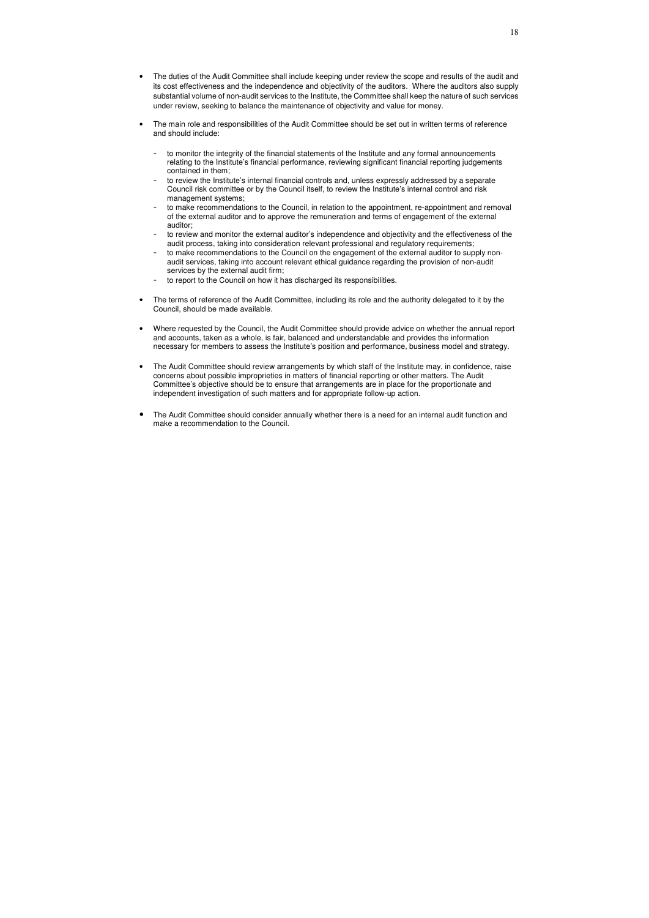- The duties of the Audit Committee shall include keeping under review the scope and results of the audit and its cost effectiveness and the independence and objectivity of the auditors. Where the auditors also supply substantial volume of non-audit services to the Institute, the Committee shall keep the nature of such services under review, seeking to balance the maintenance of objectivity and value for money.

- The main role and responsibilities of the Audit Committee should be set out in written terms of reference and should include:

  - to monitor the integrity of the financial statements of the Institute and any formal announcements relating to the Institute's financial performance, reviewing significant financial reporting judgements contained in them;
  - to review the Institute's internal financial controls and, unless expressly addressed by a separate Council risk committee or by the Council itself, to review the Institute's internal control and risk management systems;
  - to make recommendations to the Council, in relation to the appointment, re-appointment and removal of the external auditor and to approve the remuneration and terms of engagement of the external auditor;
  - to review and monitor the external auditor's independence and objectivity and the effectiveness of the audit process, taking into consideration relevant professional and regulatory requirements;
  - to make recommendations to the Council on the engagement of the external auditor to supply non-audit services, taking into account relevant ethical guidance regarding the provision of non-audit services by the external audit firm;
  - to report to the Council on how it has discharged its responsibilities.

- The terms of reference of the Audit Committee, including its role and the authority delegated to it by the Council, should be made available.

- Where requested by the Council, the Audit Committee should provide advice on whether the annual report and accounts, taken as a whole, is fair, balanced and understandable and provides the information necessary for members to assess the Institute's position and performance, business model and strategy.

- The Audit Committee should review arrangements by which staff of the Institute may, in confidence, raise concerns about possible improprieties in matters of financial reporting or other matters. The Audit Committee's objective should be to ensure that arrangements are in place for the proportionate and independent investigation of such matters and for appropriate follow-up action.

- The Audit Committee should consider annually whether there is a need for an internal audit function and make a recommendation to the Council.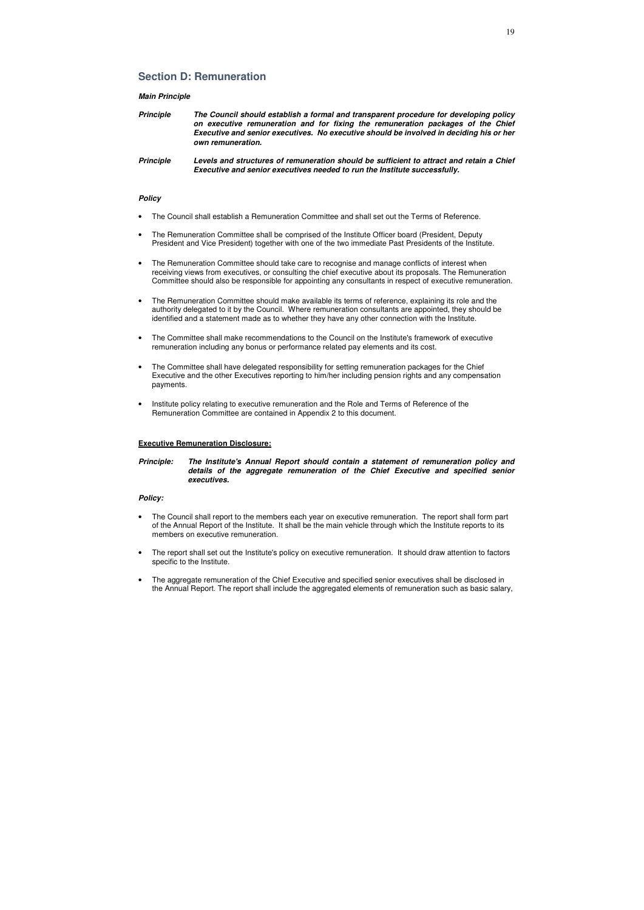## Section D: Remuneration

***Main Principle***

***Principle*** ***The Council should establish a formal and transparent procedure for developing policy on executive remuneration and for fixing the remuneration packages of the Chief Executive and senior executives. No executive should be involved in deciding his or her own remuneration.***

***Principle*** ***Levels and structures of remuneration should be sufficient to attract and retain a Chief Executive and senior executives needed to run the Institute successfully.***

***Policy***

- The Council shall establish a Remuneration Committee and shall set out the Terms of Reference.
- The Remuneration Committee shall be comprised of the Institute Officer board (President, Deputy President and Vice President) together with one of the two immediate Past Presidents of the Institute.
- The Remuneration Committee should take care to recognise and manage conflicts of interest when receiving views from executives, or consulting the chief executive about its proposals. The Remuneration Committee should also be responsible for appointing any consultants in respect of executive remuneration.
- The Remuneration Committee should make available its terms of reference, explaining its role and the authority delegated to it by the Council. Where remuneration consultants are appointed, they should be identified and a statement made as to whether they have any other connection with the Institute.
- The Committee shall make recommendations to the Council on the Institute's framework of executive remuneration including any bonus or performance related pay elements and its cost.
- The Committee shall have delegated responsibility for setting remuneration packages for the Chief Executive and the other Executives reporting to him/her including pension rights and any compensation payments.
- Institute policy relating to executive remuneration and the Role and Terms of Reference of the Remuneration Committee are contained in Appendix 2 to this document.

**Executive Remuneration Disclosure:**

***Principle:*** ***The Institute's Annual Report should contain a statement of remuneration policy and details of the aggregate remuneration of the Chief Executive and specified senior executives.***

***Policy:***

- The Council shall report to the members each year on executive remuneration. The report shall form part of the Annual Report of the Institute. It shall be the main vehicle through which the Institute reports to its members on executive remuneration.
- The report shall set out the Institute's policy on executive remuneration. It should draw attention to factors specific to the Institute.
- The aggregate remuneration of the Chief Executive and specified senior executives shall be disclosed in the Annual Report. The report shall include the aggregated elements of remuneration such as basic salary,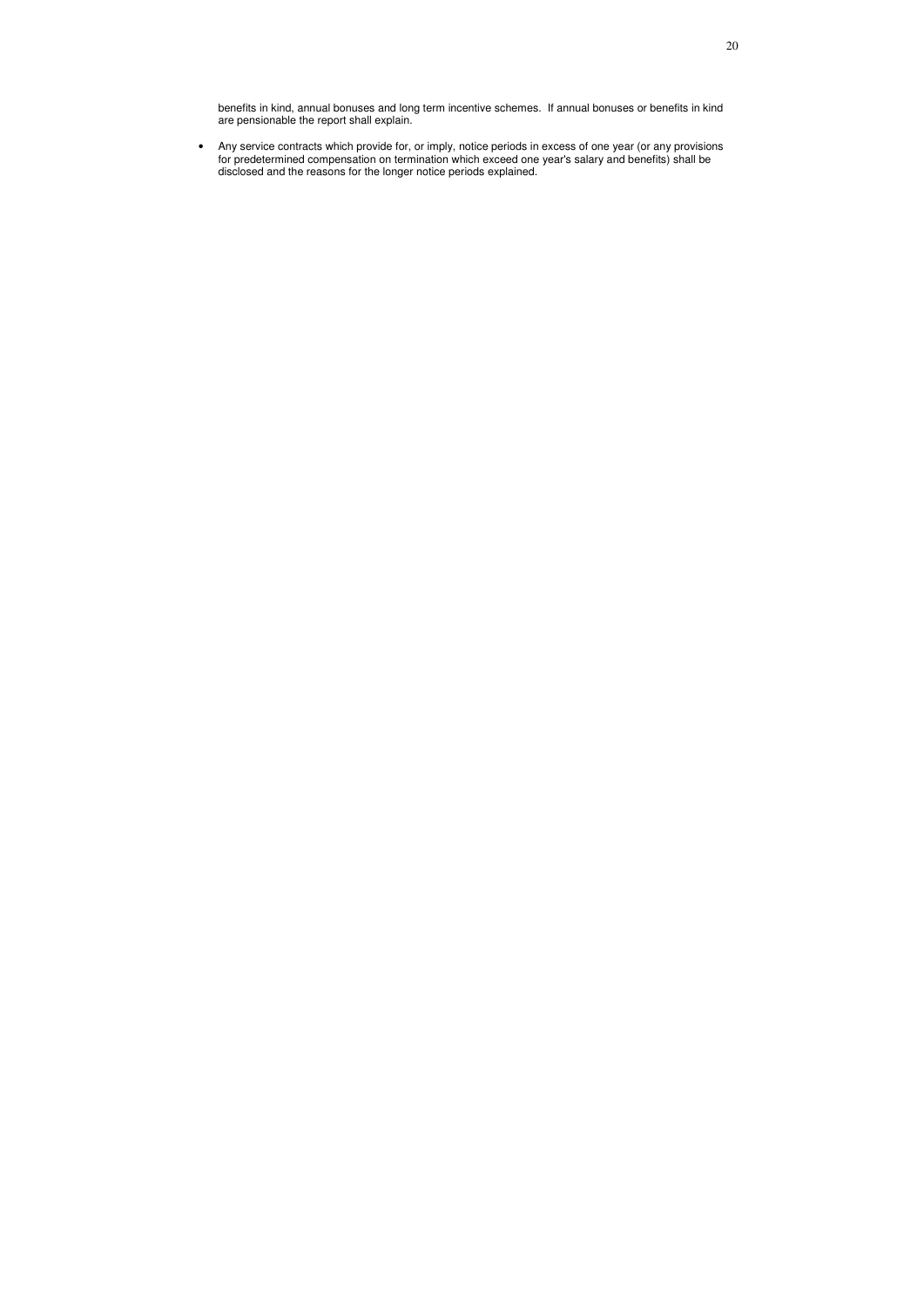benefits in kind, annual bonuses and long term incentive schemes. If annual bonuses or benefits in kind are pensionable the report shall explain.

- Any service contracts which provide for, or imply, notice periods in excess of one year (or any provisions for predetermined compensation on termination which exceed one year's salary and benefits) shall be disclosed and the reasons for the longer notice periods explained.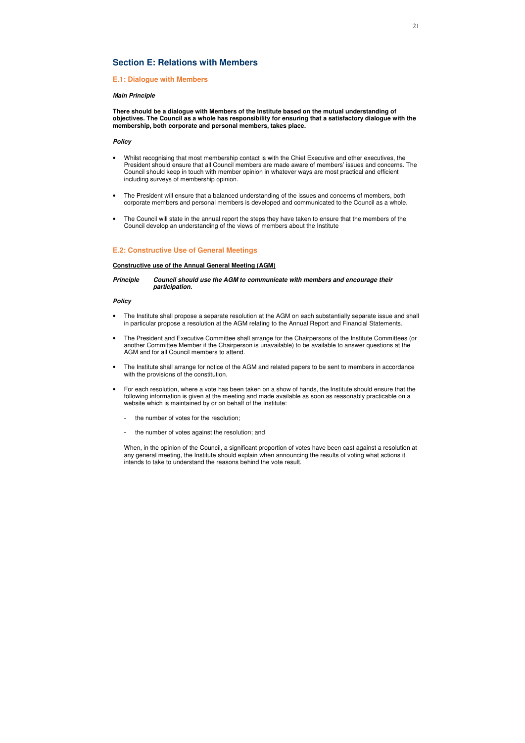## Section E: Relations with Members

### E.1: Dialogue with Members

***Main Principle***

**There should be a dialogue with Members of the Institute based on the mutual understanding of objectives. The Council as a whole has responsibility for ensuring that a satisfactory dialogue with the membership, both corporate and personal members, takes place.**

***Policy***

- Whilst recognising that most membership contact is with the Chief Executive and other executives, the President should ensure that all Council members are made aware of members' issues and concerns. The Council should keep in touch with member opinion in whatever ways are most practical and efficient including surveys of membership opinion.

- The President will ensure that a balanced understanding of the issues and concerns of members, both corporate members and personal members is developed and communicated to the Council as a whole.

- The Council will state in the annual report the steps they have taken to ensure that the members of the Council develop an understanding of the views of members about the Institute

### E.2: Constructive Use of General Meetings

<u>**Constructive use of the Annual General Meeting (AGM)**</u>

***Principle*** ***Council should use the AGM to communicate with members and encourage their participation.***

***Policy***

- The Institute shall propose a separate resolution at the AGM on each substantially separate issue and shall in particular propose a resolution at the AGM relating to the Annual Report and Financial Statements.

- The President and Executive Committee shall arrange for the Chairpersons of the Institute Committees (or another Committee Member if the Chairperson is unavailable) to be available to answer questions at the AGM and for all Council members to attend.

- The Institute shall arrange for notice of the AGM and related papers to be sent to members in accordance with the provisions of the constitution.

- For each resolution, where a vote has been taken on a show of hands, the Institute should ensure that the following information is given at the meeting and made available as soon as reasonably practicable on a website which is maintained by or on behalf of the Institute:

  - the number of votes for the resolution;

  - the number of votes against the resolution; and

  When, in the opinion of the Council, a significant proportion of votes have been cast against a resolution at any general meeting, the Institute should explain when announcing the results of voting what actions it intends to take to understand the reasons behind the vote result.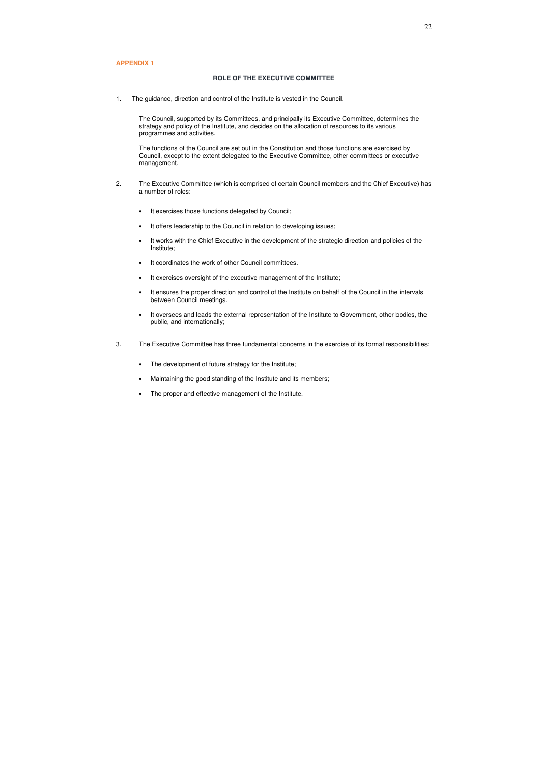**APPENDIX 1**

## ROLE OF THE EXECUTIVE COMMITTEE

1. The guidance, direction and control of the Institute is vested in the Council.

   The Council, supported by its Committees, and principally its Executive Committee, determines the strategy and policy of the Institute, and decides on the allocation of resources to its various programmes and activities.

   The functions of the Council are set out in the Constitution and those functions are exercised by Council, except to the extent delegated to the Executive Committee, other committees or executive management.

2. The Executive Committee (which is comprised of certain Council members and the Chief Executive) has a number of roles:

   - It exercises those functions delegated by Council;
   - It offers leadership to the Council in relation to developing issues;
   - It works with the Chief Executive in the development of the strategic direction and policies of the Institute;
   - It coordinates the work of other Council committees.
   - It exercises oversight of the executive management of the Institute;
   - It ensures the proper direction and control of the Institute on behalf of the Council in the intervals between Council meetings.
   - It oversees and leads the external representation of the Institute to Government, other bodies, the public, and internationally;

3. The Executive Committee has three fundamental concerns in the exercise of its formal responsibilities:

   - The development of future strategy for the Institute;
   - Maintaining the good standing of the Institute and its members;
   - The proper and effective management of the Institute.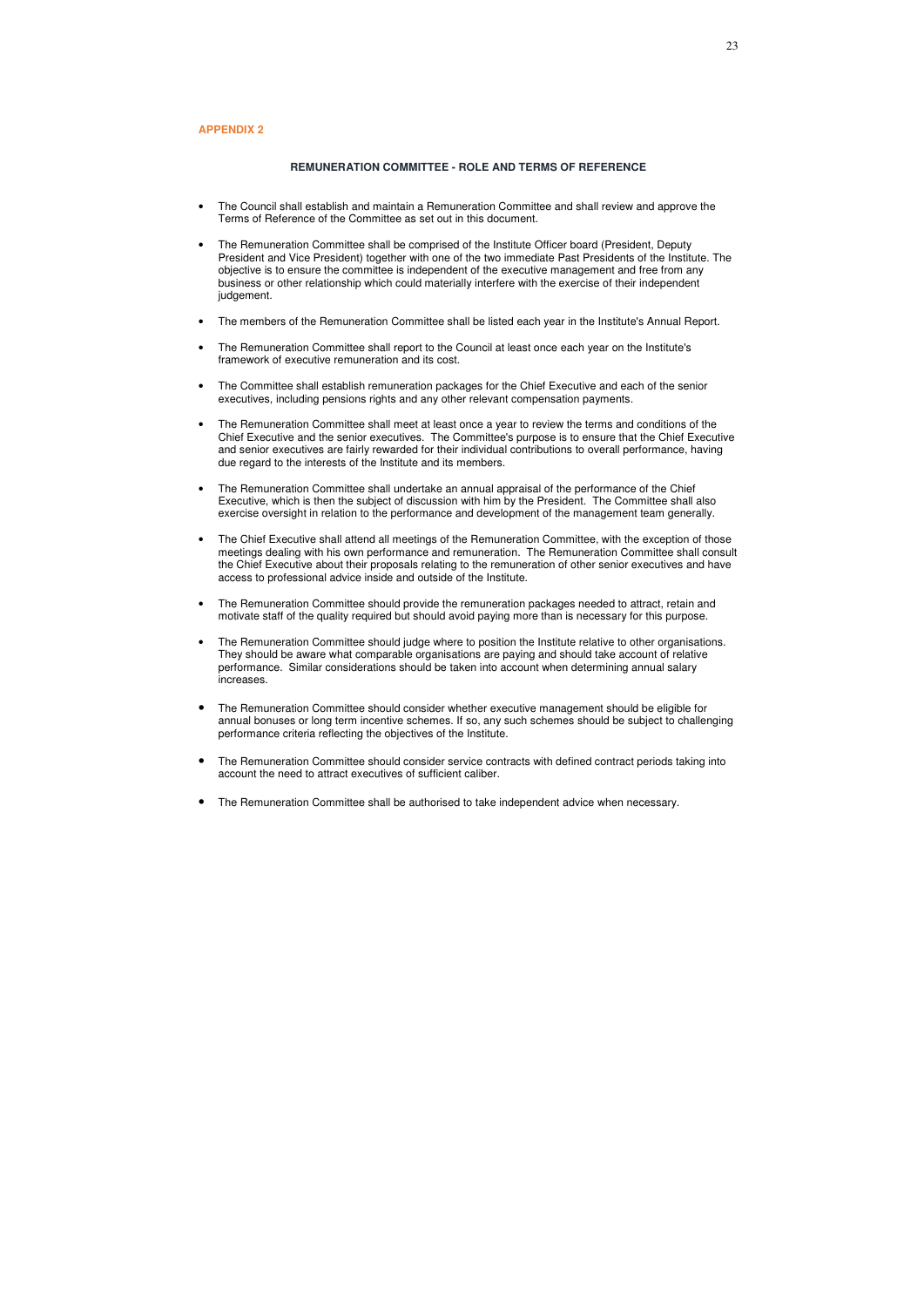## APPENDIX 2

### REMUNERATION COMMITTEE - ROLE AND TERMS OF REFERENCE

- The Council shall establish and maintain a Remuneration Committee and shall review and approve the Terms of Reference of the Committee as set out in this document.
- The Remuneration Committee shall be comprised of the Institute Officer board (President, Deputy President and Vice President) together with one of the two immediate Past Presidents of the Institute. The objective is to ensure the committee is independent of the executive management and free from any business or other relationship which could materially interfere with the exercise of their independent judgement.
- The members of the Remuneration Committee shall be listed each year in the Institute's Annual Report.
- The Remuneration Committee shall report to the Council at least once each year on the Institute's framework of executive remuneration and its cost.
- The Committee shall establish remuneration packages for the Chief Executive and each of the senior executives, including pensions rights and any other relevant compensation payments.
- The Remuneration Committee shall meet at least once a year to review the terms and conditions of the Chief Executive and the senior executives. The Committee's purpose is to ensure that the Chief Executive and senior executives are fairly rewarded for their individual contributions to overall performance, having due regard to the interests of the Institute and its members.
- The Remuneration Committee shall undertake an annual appraisal of the performance of the Chief Executive, which is then the subject of discussion with him by the President. The Committee shall also exercise oversight in relation to the performance and development of the management team generally.
- The Chief Executive shall attend all meetings of the Remuneration Committee, with the exception of those meetings dealing with his own performance and remuneration. The Remuneration Committee shall consult the Chief Executive about their proposals relating to the remuneration of other senior executives and have access to professional advice inside and outside of the Institute.
- The Remuneration Committee should provide the remuneration packages needed to attract, retain and motivate staff of the quality required but should avoid paying more than is necessary for this purpose.
- The Remuneration Committee should judge where to position the Institute relative to other organisations. They should be aware what comparable organisations are paying and should take account of relative performance. Similar considerations should be taken into account when determining annual salary increases.
- The Remuneration Committee should consider whether executive management should be eligible for annual bonuses or long term incentive schemes. If so, any such schemes should be subject to challenging performance criteria reflecting the objectives of the Institute.
- The Remuneration Committee should consider service contracts with defined contract periods taking into account the need to attract executives of sufficient caliber.
- The Remuneration Committee shall be authorised to take independent advice when necessary.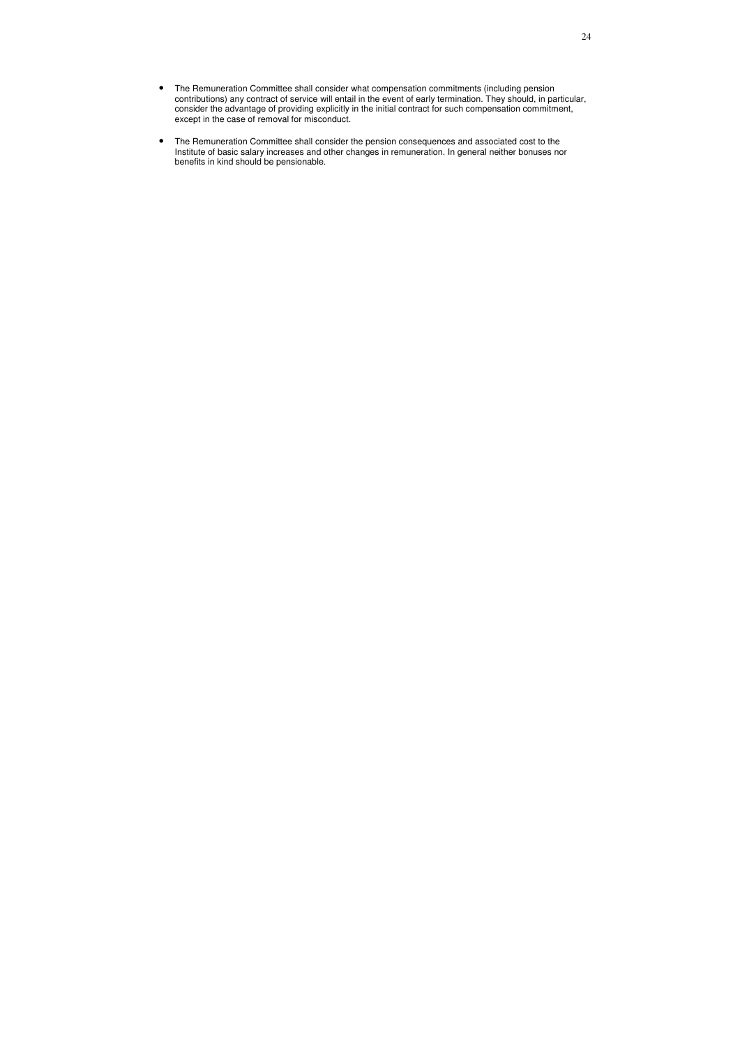- The Remuneration Committee shall consider what compensation commitments (including pension contributions) any contract of service will entail in the event of early termination. They should, in particular, consider the advantage of providing explicitly in the initial contract for such compensation commitment, except in the case of removal for misconduct.

- The Remuneration Committee shall consider the pension consequences and associated cost to the Institute of basic salary increases and other changes in remuneration. In general neither bonuses nor benefits in kind should be pensionable.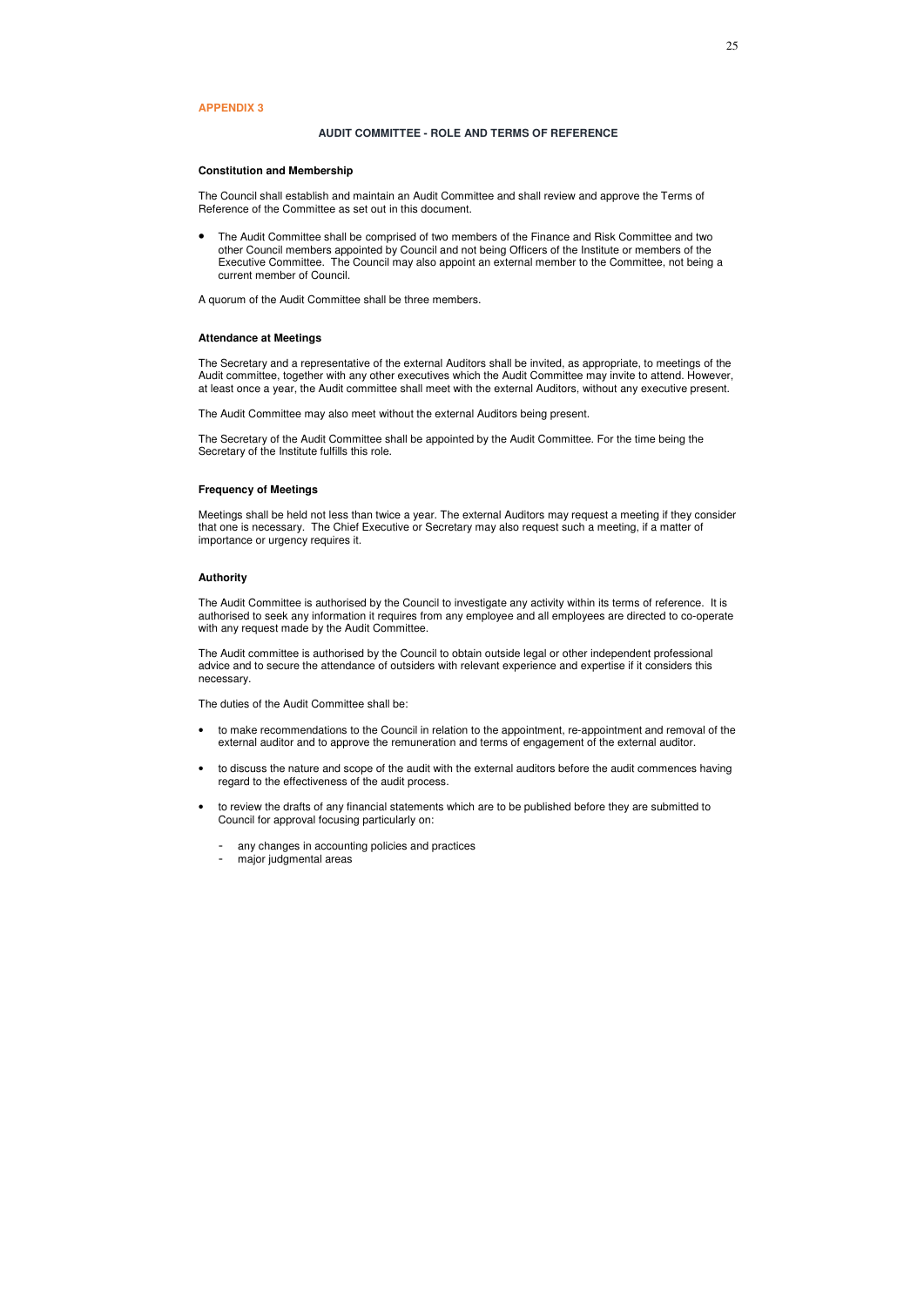**APPENDIX 3**

## AUDIT COMMITTEE - ROLE AND TERMS OF REFERENCE

**Constitution and Membership**

The Council shall establish and maintain an Audit Committee and shall review and approve the Terms of Reference of the Committee as set out in this document.

- The Audit Committee shall be comprised of two members of the Finance and Risk Committee and two other Council members appointed by Council and not being Officers of the Institute or members of the Executive Committee. The Council may also appoint an external member to the Committee, not being a current member of Council.

A quorum of the Audit Committee shall be three members.

**Attendance at Meetings**

The Secretary and a representative of the external Auditors shall be invited, as appropriate, to meetings of the Audit committee, together with any other executives which the Audit Committee may invite to attend. However, at least once a year, the Audit committee shall meet with the external Auditors, without any executive present.

The Audit Committee may also meet without the external Auditors being present.

The Secretary of the Audit Committee shall be appointed by the Audit Committee. For the time being the Secretary of the Institute fulfills this role.

**Frequency of Meetings**

Meetings shall be held not less than twice a year. The external Auditors may request a meeting if they consider that one is necessary. The Chief Executive or Secretary may also request such a meeting, if a matter of importance or urgency requires it.

**Authority**

The Audit Committee is authorised by the Council to investigate any activity within its terms of reference. It is authorised to seek any information it requires from any employee and all employees are directed to co-operate with any request made by the Audit Committee.

The Audit committee is authorised by the Council to obtain outside legal or other independent professional advice and to secure the attendance of outsiders with relevant experience and expertise if it considers this necessary.

The duties of the Audit Committee shall be:

- to make recommendations to the Council in relation to the appointment, re-appointment and removal of the external auditor and to approve the remuneration and terms of engagement of the external auditor.
- to discuss the nature and scope of the audit with the external auditors before the audit commences having regard to the effectiveness of the audit process.
- to review the drafts of any financial statements which are to be published before they are submitted to Council for approval focusing particularly on:
  - any changes in accounting policies and practices
  - major judgmental areas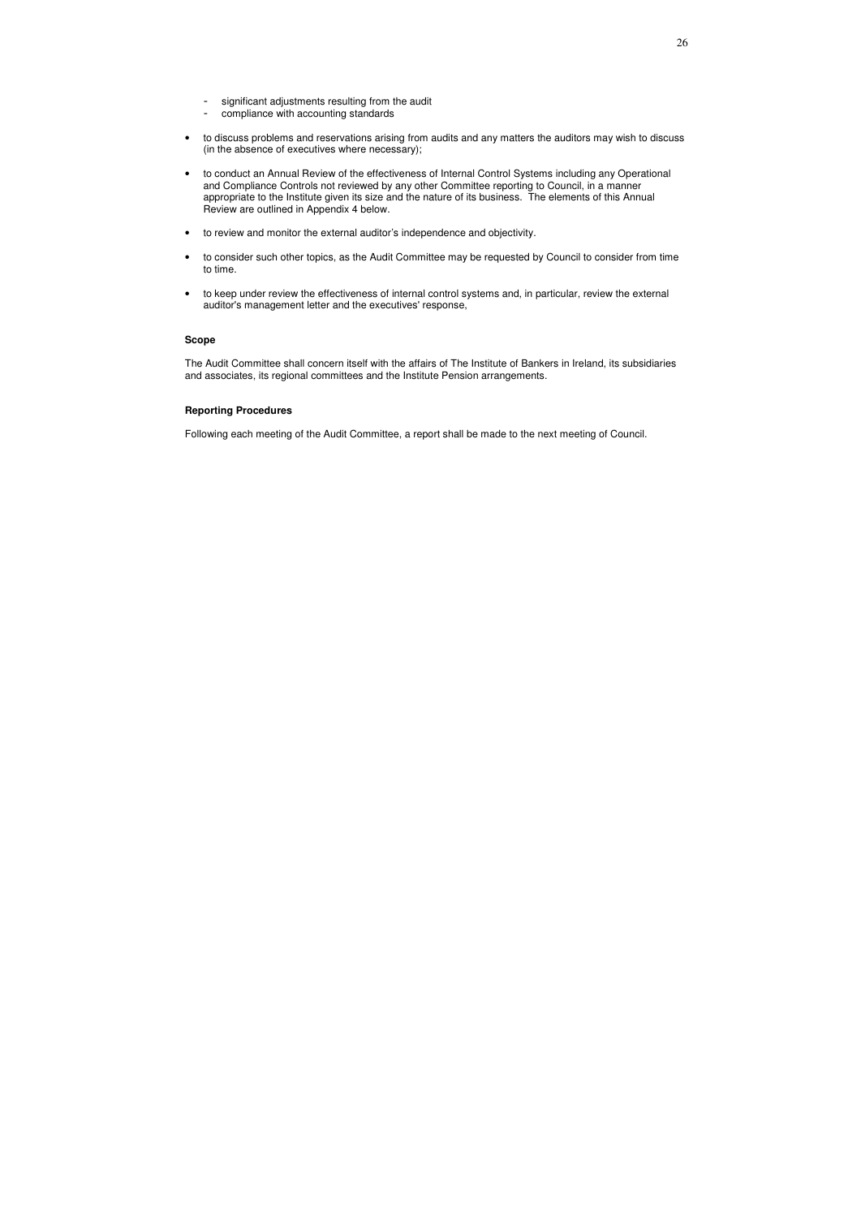- significant adjustments resulting from the audit
- compliance with accounting standards

- to discuss problems and reservations arising from audits and any matters the auditors may wish to discuss (in the absence of executives where necessary);

- to conduct an Annual Review of the effectiveness of Internal Control Systems including any Operational and Compliance Controls not reviewed by any other Committee reporting to Council, in a manner appropriate to the Institute given its size and the nature of its business. The elements of this Annual Review are outlined in Appendix 4 below.

- to review and monitor the external auditor's independence and objectivity.

- to consider such other topics, as the Audit Committee may be requested by Council to consider from time to time.

- to keep under review the effectiveness of internal control systems and, in particular, review the external auditor's management letter and the executives' response,

**Scope**

The Audit Committee shall concern itself with the affairs of The Institute of Bankers in Ireland, its subsidiaries and associates, its regional committees and the Institute Pension arrangements.

**Reporting Procedures**

Following each meeting of the Audit Committee, a report shall be made to the next meeting of Council.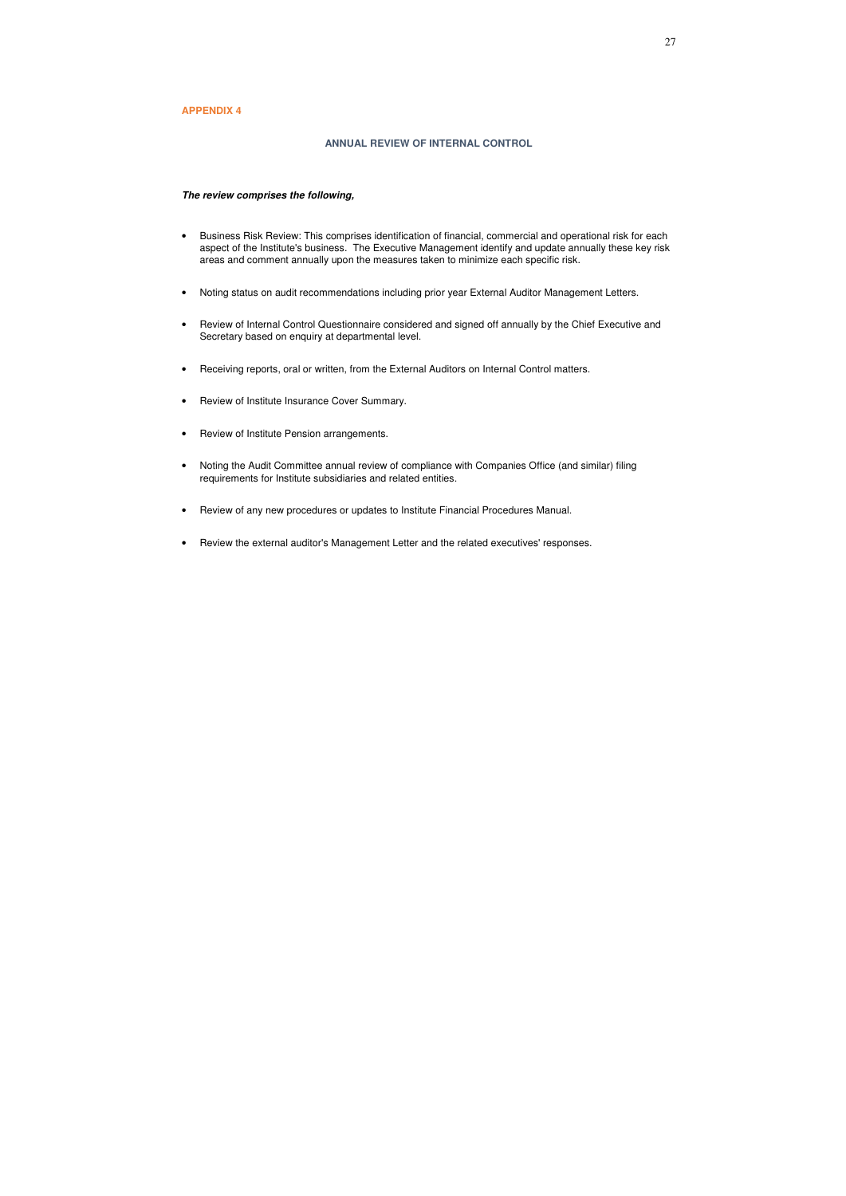**APPENDIX 4**

## ANNUAL REVIEW OF INTERNAL CONTROL

***The review comprises the following,***

- Business Risk Review: This comprises identification of financial, commercial and operational risk for each aspect of the Institute's business. The Executive Management identify and update annually these key risk areas and comment annually upon the measures taken to minimize each specific risk.
- Noting status on audit recommendations including prior year External Auditor Management Letters.
- Review of Internal Control Questionnaire considered and signed off annually by the Chief Executive and Secretary based on enquiry at departmental level.
- Receiving reports, oral or written, from the External Auditors on Internal Control matters.
- Review of Institute Insurance Cover Summary.
- Review of Institute Pension arrangements.
- Noting the Audit Committee annual review of compliance with Companies Office (and similar) filing requirements for Institute subsidiaries and related entities.
- Review of any new procedures or updates to Institute Financial Procedures Manual.
- Review the external auditor's Management Letter and the related executives' responses.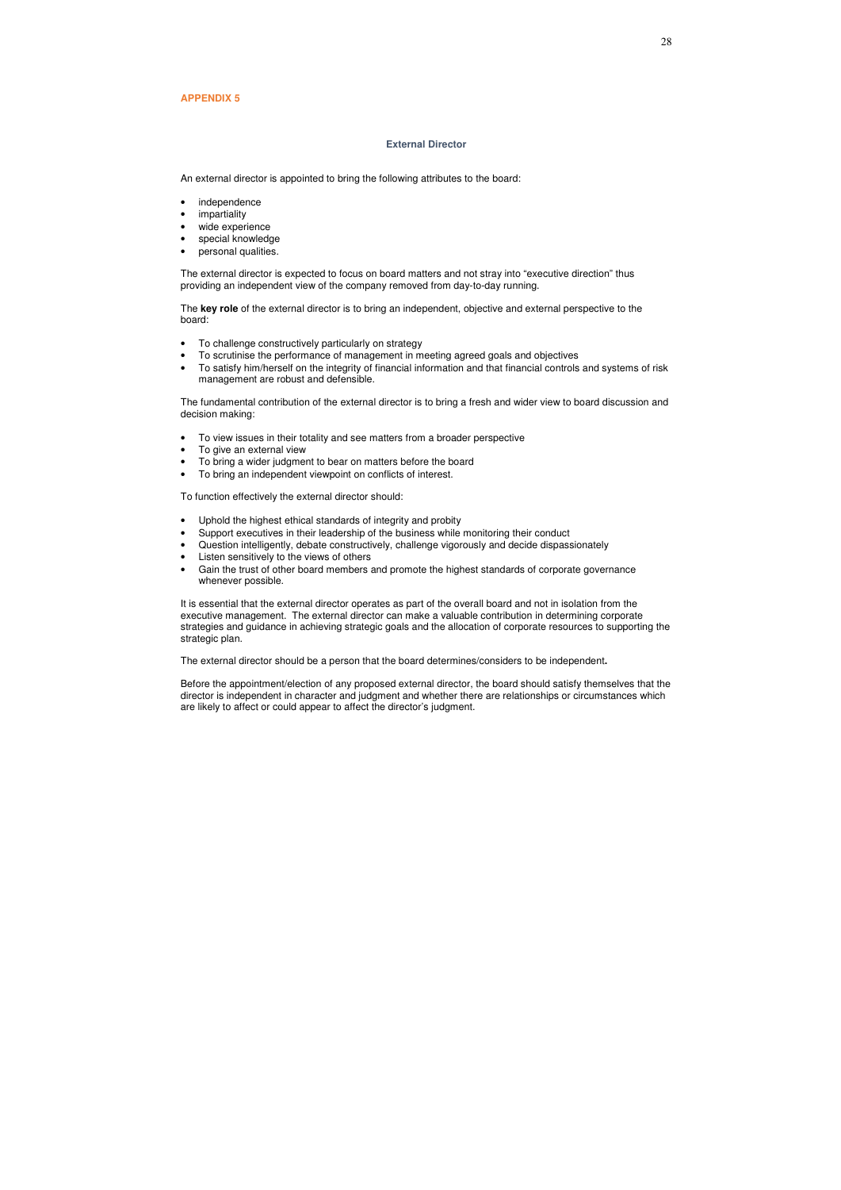**APPENDIX 5**

## External Director

An external director is appointed to bring the following attributes to the board:

- independence
- impartiality
- wide experience
- special knowledge
- personal qualities.

The external director is expected to focus on board matters and not stray into "executive direction" thus providing an independent view of the company removed from day-to-day running.

The **key role** of the external director is to bring an independent, objective and external perspective to the board:

- To challenge constructively particularly on strategy
- To scrutinise the performance of management in meeting agreed goals and objectives
- To satisfy him/herself on the integrity of financial information and that financial controls and systems of risk management are robust and defensible.

The fundamental contribution of the external director is to bring a fresh and wider view to board discussion and decision making:

- To view issues in their totality and see matters from a broader perspective
- To give an external view
- To bring a wider judgment to bear on matters before the board
- To bring an independent viewpoint on conflicts of interest.

To function effectively the external director should:

- Uphold the highest ethical standards of integrity and probity
- Support executives in their leadership of the business while monitoring their conduct
- Question intelligently, debate constructively, challenge vigorously and decide dispassionately
- Listen sensitively to the views of others
- Gain the trust of other board members and promote the highest standards of corporate governance whenever possible.

It is essential that the external director operates as part of the overall board and not in isolation from the executive management. The external director can make a valuable contribution in determining corporate strategies and guidance in achieving strategic goals and the allocation of corporate resources to supporting the strategic plan.

The external director should be a person that the board determines/considers to be independent**.**

Before the appointment/election of any proposed external director, the board should satisfy themselves that the director is independent in character and judgment and whether there are relationships or circumstances which are likely to affect or could appear to affect the director's judgment.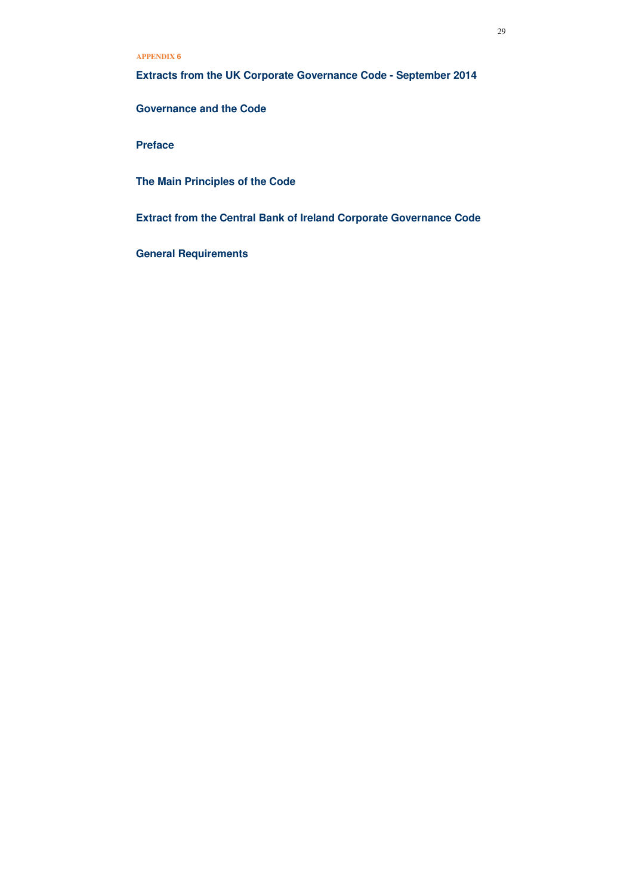APPENDIX 6

## Extracts from the UK Corporate Governance Code - September 2014

### Governance and the Code

### Preface

### The Main Principles of the Code

## Extract from the Central Bank of Ireland Corporate Governance Code

### General Requirements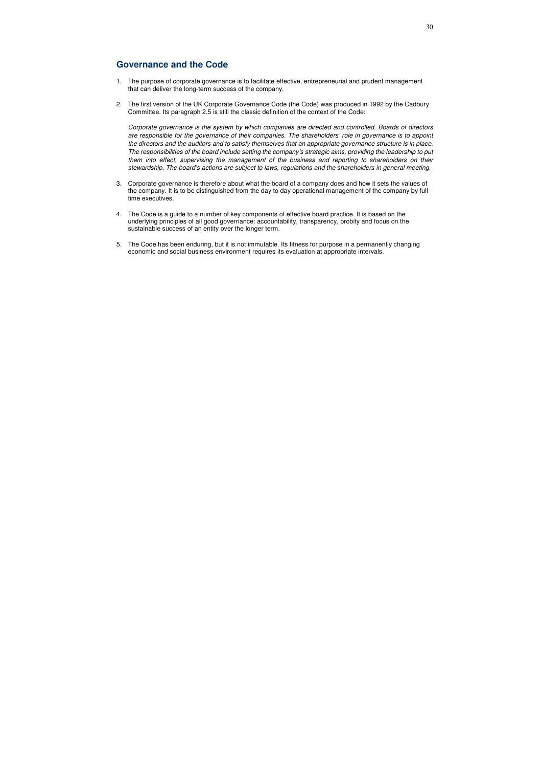## Governance and the Code

1. The purpose of corporate governance is to facilitate effective, entrepreneurial and prudent management that can deliver the long-term success of the company.

2. The first version of the UK Corporate Governance Code (the Code) was produced in 1992 by the Cadbury Committee. Its paragraph 2.5 is still the classic definition of the context of the Code:

   *Corporate governance is the system by which companies are directed and controlled. Boards of directors are responsible for the governance of their companies. The shareholders' role in governance is to appoint the directors and the auditors and to satisfy themselves that an appropriate governance structure is in place. The responsibilities of the board include setting the company's strategic aims, providing the leadership to put them into effect, supervising the management of the business and reporting to shareholders on their stewardship. The board's actions are subject to laws, regulations and the shareholders in general meeting.*

3. Corporate governance is therefore about what the board of a company does and how it sets the values of the company. It is to be distinguished from the day to day operational management of the company by full-time executives.

4. The Code is a guide to a number of key components of effective board practice. It is based on the underlying principles of all good governance: accountability, transparency, probity and focus on the sustainable success of an entity over the longer term.

5. The Code has been enduring, but it is not immutable. Its fitness for purpose in a permanently changing economic and social business environment requires its evaluation at appropriate intervals.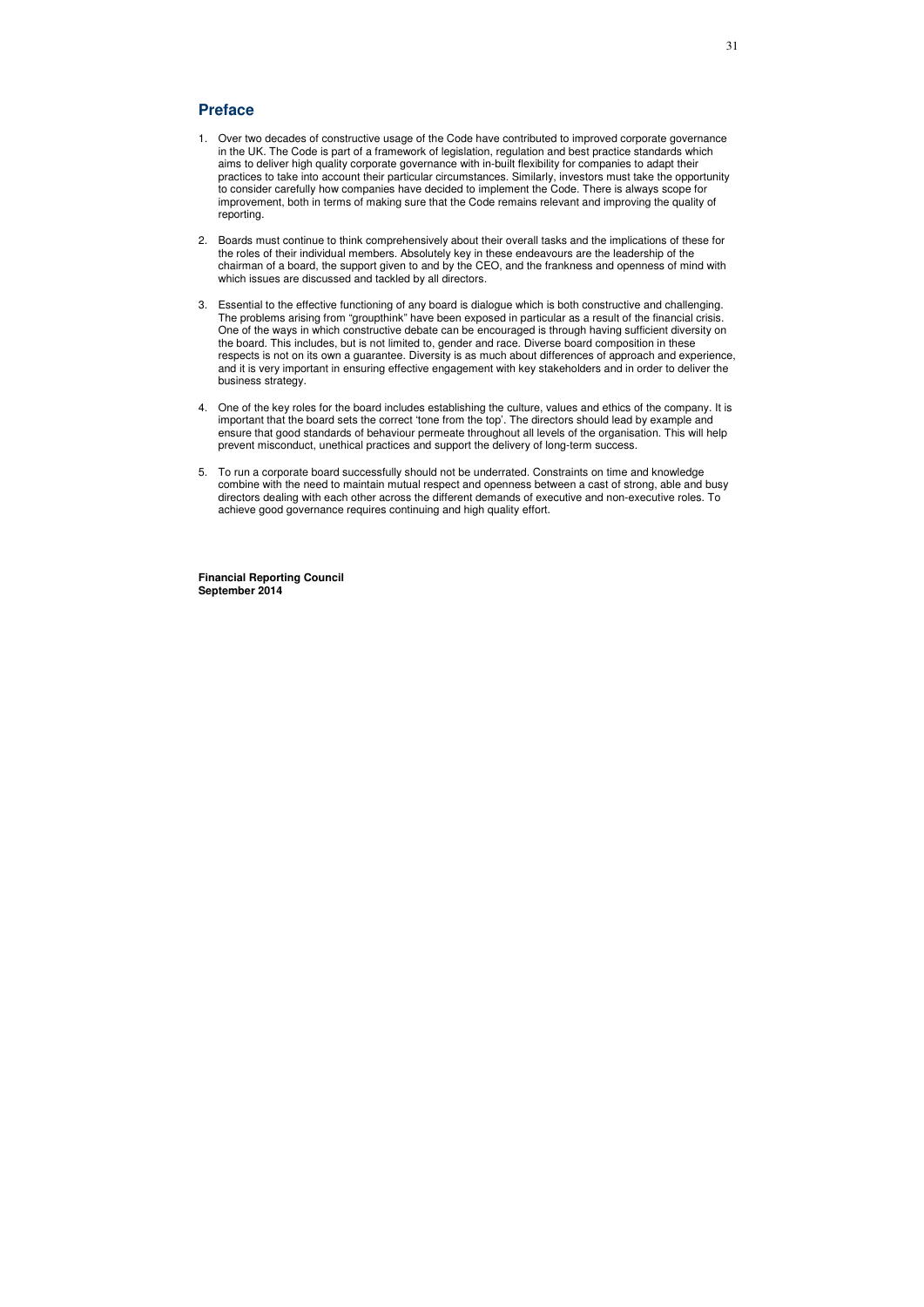## Preface

1. Over two decades of constructive usage of the Code have contributed to improved corporate governance in the UK. The Code is part of a framework of legislation, regulation and best practice standards which aims to deliver high quality corporate governance with in-built flexibility for companies to adapt their practices to take into account their particular circumstances. Similarly, investors must take the opportunity to consider carefully how companies have decided to implement the Code. There is always scope for improvement, both in terms of making sure that the Code remains relevant and improving the quality of reporting.

2. Boards must continue to think comprehensively about their overall tasks and the implications of these for the roles of their individual members. Absolutely key in these endeavours are the leadership of the chairman of a board, the support given to and by the CEO, and the frankness and openness of mind with which issues are discussed and tackled by all directors.

3. Essential to the effective functioning of any board is dialogue which is both constructive and challenging. The problems arising from "groupthink" have been exposed in particular as a result of the financial crisis. One of the ways in which constructive debate can be encouraged is through having sufficient diversity on the board. This includes, but is not limited to, gender and race. Diverse board composition in these respects is not on its own a guarantee. Diversity is as much about differences of approach and experience, and it is very important in ensuring effective engagement with key stakeholders and in order to deliver the business strategy.

4. One of the key roles for the board includes establishing the culture, values and ethics of the company. It is important that the board sets the correct 'tone from the top'. The directors should lead by example and ensure that good standards of behaviour permeate throughout all levels of the organisation. This will help prevent misconduct, unethical practices and support the delivery of long-term success.

5. To run a corporate board successfully should not be underrated. Constraints on time and knowledge combine with the need to maintain mutual respect and openness between a cast of strong, able and busy directors dealing with each other across the different demands of executive and non-executive roles. To achieve good governance requires continuing and high quality effort.

**Financial Reporting Council**
**September 2014**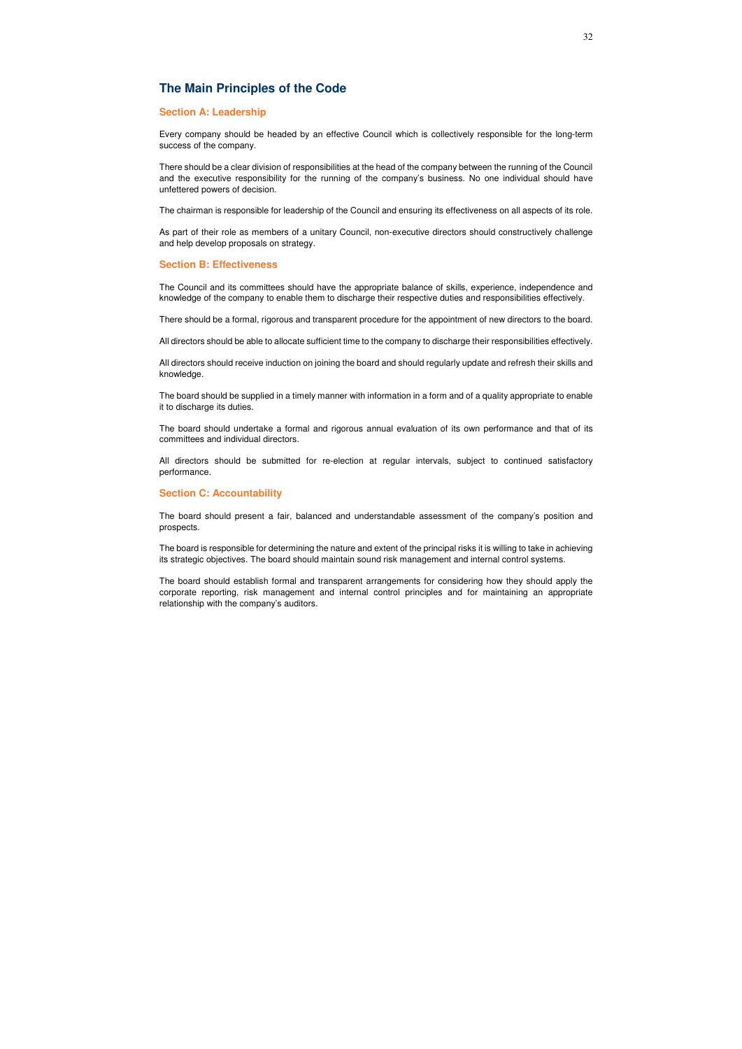## The Main Principles of the Code

### Section A: Leadership

Every company should be headed by an effective Council which is collectively responsible for the long-term success of the company.

There should be a clear division of responsibilities at the head of the company between the running of the Council and the executive responsibility for the running of the company's business. No one individual should have unfettered powers of decision.

The chairman is responsible for leadership of the Council and ensuring its effectiveness on all aspects of its role.

As part of their role as members of a unitary Council, non-executive directors should constructively challenge and help develop proposals on strategy.

### Section B: Effectiveness

The Council and its committees should have the appropriate balance of skills, experience, independence and knowledge of the company to enable them to discharge their respective duties and responsibilities effectively.

There should be a formal, rigorous and transparent procedure for the appointment of new directors to the board.

All directors should be able to allocate sufficient time to the company to discharge their responsibilities effectively.

All directors should receive induction on joining the board and should regularly update and refresh their skills and knowledge.

The board should be supplied in a timely manner with information in a form and of a quality appropriate to enable it to discharge its duties.

The board should undertake a formal and rigorous annual evaluation of its own performance and that of its committees and individual directors.

All directors should be submitted for re-election at regular intervals, subject to continued satisfactory performance.

### Section C: Accountability

The board should present a fair, balanced and understandable assessment of the company's position and prospects.

The board is responsible for determining the nature and extent of the principal risks it is willing to take in achieving its strategic objectives. The board should maintain sound risk management and internal control systems.

The board should establish formal and transparent arrangements for considering how they should apply the corporate reporting, risk management and internal control principles and for maintaining an appropriate relationship with the company's auditors.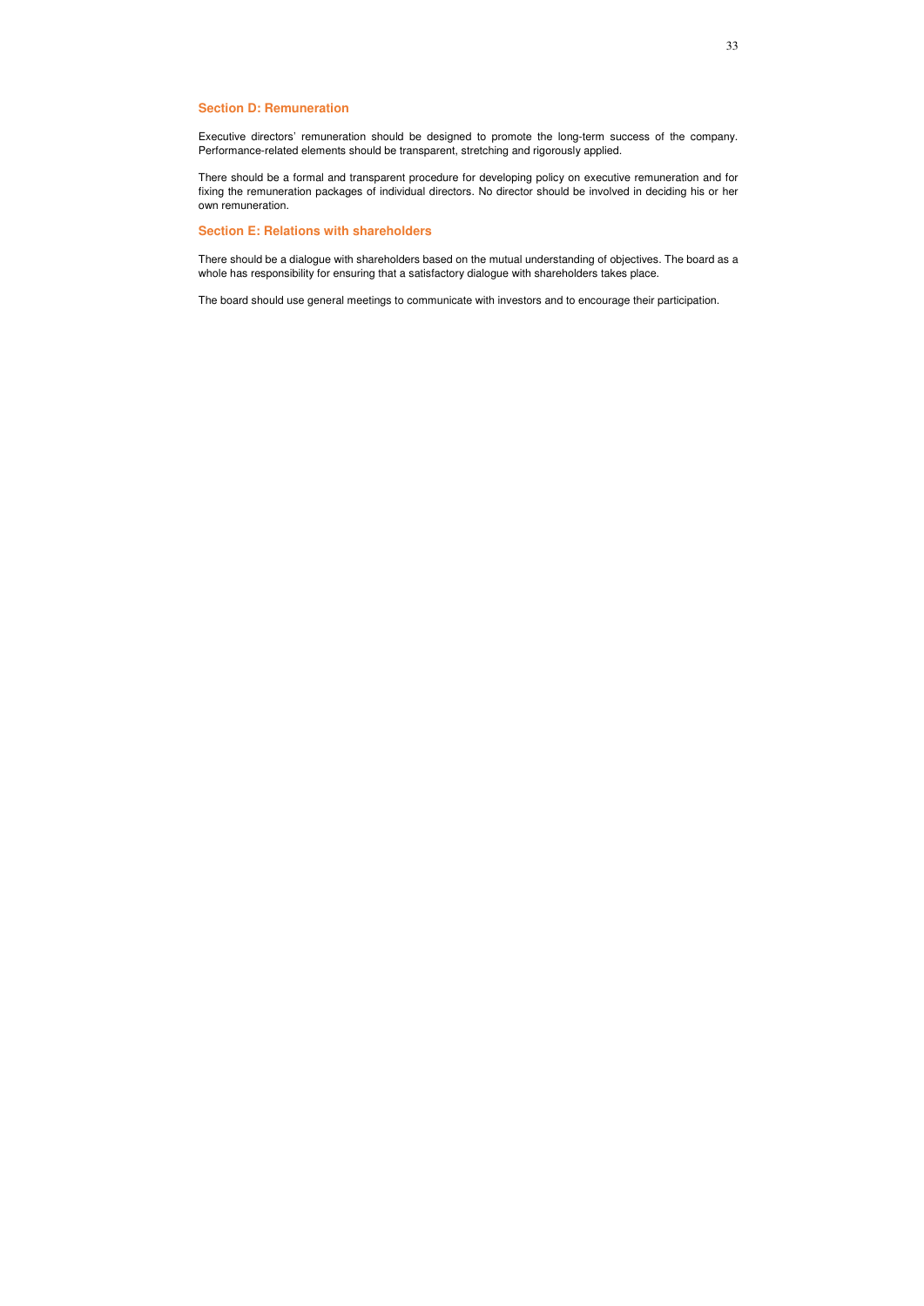## Section D: Remuneration

Executive directors' remuneration should be designed to promote the long-term success of the company. Performance-related elements should be transparent, stretching and rigorously applied.

There should be a formal and transparent procedure for developing policy on executive remuneration and for fixing the remuneration packages of individual directors. No director should be involved in deciding his or her own remuneration.

## Section E: Relations with shareholders

There should be a dialogue with shareholders based on the mutual understanding of objectives. The board as a whole has responsibility for ensuring that a satisfactory dialogue with shareholders takes place.

The board should use general meetings to communicate with investors and to encourage their participation.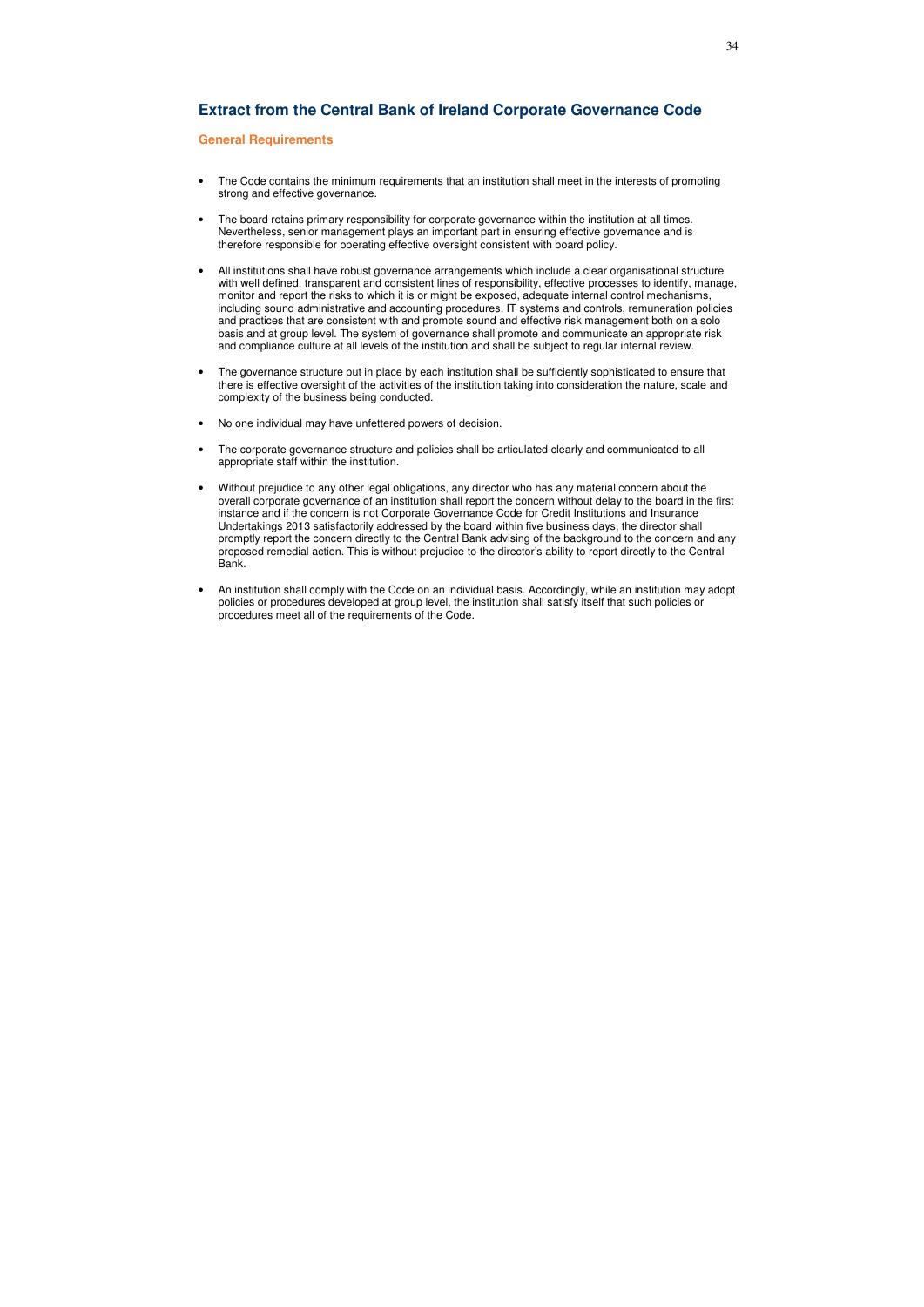## Extract from the Central Bank of Ireland Corporate Governance Code

### General Requirements

- The Code contains the minimum requirements that an institution shall meet in the interests of promoting strong and effective governance.
- The board retains primary responsibility for corporate governance within the institution at all times. Nevertheless, senior management plays an important part in ensuring effective governance and is therefore responsible for operating effective oversight consistent with board policy.
- All institutions shall have robust governance arrangements which include a clear organisational structure with well defined, transparent and consistent lines of responsibility, effective processes to identify, manage, monitor and report the risks to which it is or might be exposed, adequate internal control mechanisms, including sound administrative and accounting procedures, IT systems and controls, remuneration policies and practices that are consistent with and promote sound and effective risk management both on a solo basis and at group level. The system of governance shall promote and communicate an appropriate risk and compliance culture at all levels of the institution and shall be subject to regular internal review.
- The governance structure put in place by each institution shall be sufficiently sophisticated to ensure that there is effective oversight of the activities of the institution taking into consideration the nature, scale and complexity of the business being conducted.
- No one individual may have unfettered powers of decision.
- The corporate governance structure and policies shall be articulated clearly and communicated to all appropriate staff within the institution.
- Without prejudice to any other legal obligations, any director who has any material concern about the overall corporate governance of an institution shall report the concern without delay to the board in the first instance and if the concern is not Corporate Governance Code for Credit Institutions and Insurance Undertakings 2013 satisfactorily addressed by the board within five business days, the director shall promptly report the concern directly to the Central Bank advising of the background to the concern and any proposed remedial action. This is without prejudice to the director's ability to report directly to the Central Bank.
- An institution shall comply with the Code on an individual basis. Accordingly, while an institution may adopt policies or procedures developed at group level, the institution shall satisfy itself that such policies or procedures meet all of the requirements of the Code.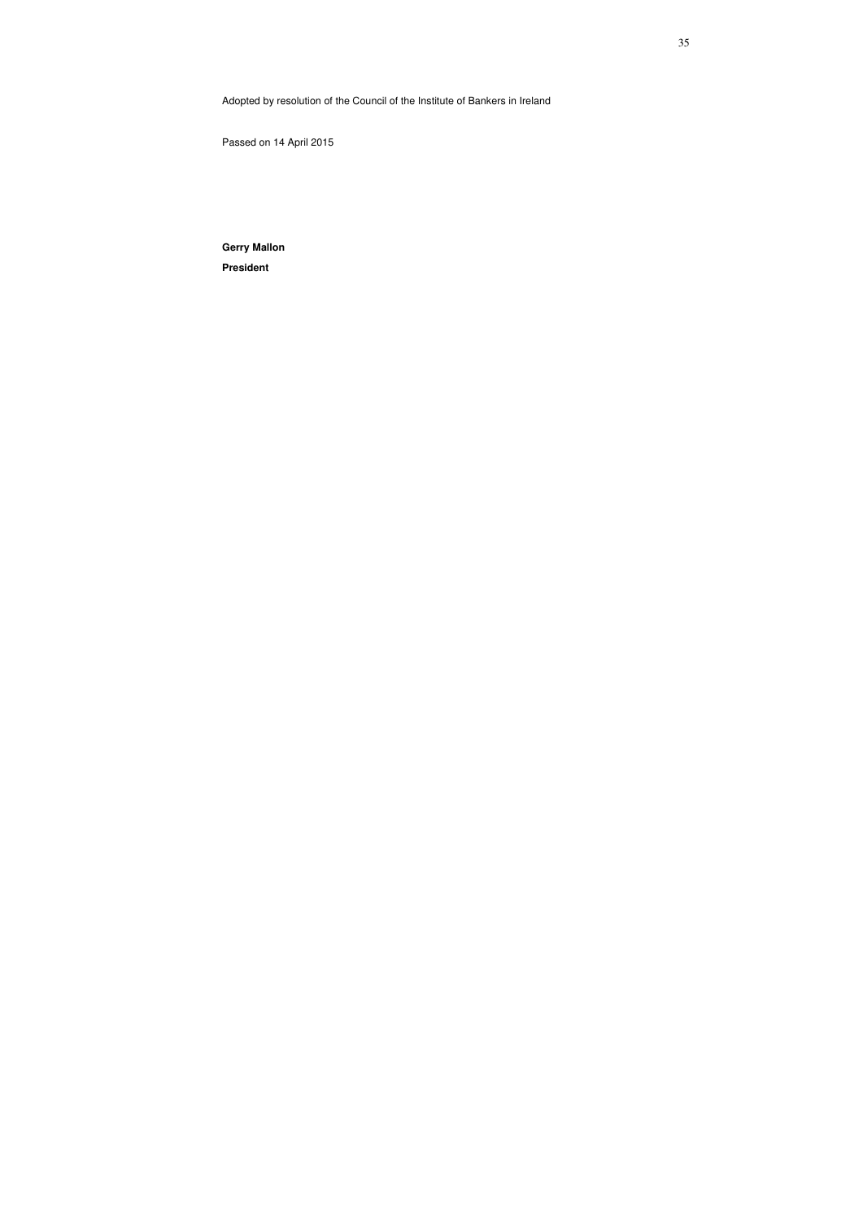Adopted by resolution of the Council of the Institute of Bankers in Ireland

Passed on 14 April 2015

**Gerry Mallon**

**President**